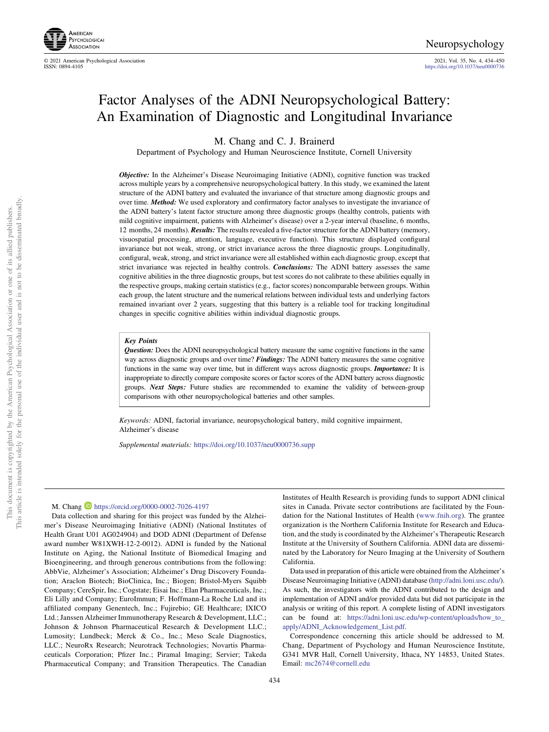# Factor Analyses of the ADNI Neuropsychological Battery: An Examination of Diagnostic and Longitudinal Invariance

M. Chang and C. J. Brainerd

Department of Psychology and Human Neuroscience Institute, Cornell University

***Objective:*** In the Alzheimer's Disease Neuroimaging Initiative (ADNI), cognitive function was tracked across multiple years by a comprehensive neuropsychological battery. In this study, we examined the latent structure of the ADNI battery and evaluated the invariance of that structure among diagnostic groups and over time. ***Method:*** We used exploratory and confirmatory factor analyses to investigate the invariance of the ADNI battery's latent factor structure among three diagnostic groups (healthy controls, patients with mild cognitive impairment, patients with Alzheimer's disease) over a 2-year interval (baseline, 6 months, 12 months, 24 months). ***Results:*** The results revealed a five-factor structure for the ADNI battery (memory, visuospatial processing, attention, language, executive function). This structure displayed configural invariance but not weak, strong, or strict invariance across the three diagnostic groups. Longitudinally, configural, weak, strong, and strict invariance were all established within each diagnostic group, except that strict invariance was rejected in healthy controls. ***Conclusions:*** The ADNI battery assesses the same cognitive abilities in the three diagnostic groups, but test scores do not calibrate to these abilities equally in the respective groups, making certain statistics (e.g., factor scores) noncomparable between groups. Within each group, the latent structure and the numerical relations between individual tests and underlying factors remained invariant over 2 years, suggesting that this battery is a reliable tool for tracking longitudinal changes in specific cognitive abilities within individual diagnostic groups.

> ***Key Points***
>
> ***Question:*** Does the ADNI neuropsychological battery measure the same cognitive functions in the same way across diagnostic groups and over time? ***Findings:*** The ADNI battery measures the same cognitive functions in the same way over time, but in different ways across diagnostic groups. ***Importance:*** It is inappropriate to directly compare composite scores or factor scores of the ADNI battery across diagnostic groups. ***Next Steps:*** Future studies are recommended to examine the validity of between-group comparisons with other neuropsychological batteries and other samples.

*Keywords:* ADNI, factorial invariance, neuropsychological battery, mild cognitive impairment, Alzheimer's disease

*Supplemental materials:* https://doi.org/10.1037/neu0000736.supp

---

M. Chang https://orcid.org/0000-0002-7026-4197

Data collection and sharing for this project was funded by the Alzheimer's Disease Neuroimaging Initiative (ADNI) (National Institutes of Health Grant U01 AG024904) and DOD ADNI (Department of Defense award number W81XWH-12-2-0012). ADNI is funded by the National Institute on Aging, the National Institute of Biomedical Imaging and Bioengineering, and through generous contributions from the following: AbbVie, Alzheimer's Association; Alzheimer's Drug Discovery Foundation; Araclon Biotech; BioClinica, Inc.; Biogen; Bristol-Myers Squibb Company; CereSpir, Inc.; Cogstate; Eisai Inc.; Elan Pharmaceuticals, Inc.; Eli Lilly and Company; EuroImmun; F. Hoffmann-La Roche Ltd and its affiliated company Genentech, Inc.; Fujirebio; GE Healthcare; IXICO Ltd.; Janssen Alzheimer Immunotherapy Research & Development, LLC.; Johnson & Johnson Pharmaceutical Research & Development LLC.; Lumosity; Lundbeck; Merck & Co., Inc.; Meso Scale Diagnostics, LLC.; NeuroRx Research; Neurotrack Technologies; Novartis Pharmaceuticals Corporation; Pfizer Inc.; Piramal Imaging; Servier; Takeda Pharmaceutical Company; and Transition Therapeutics. The Canadian Institutes of Health Research is providing funds to support ADNI clinical sites in Canada. Private sector contributions are facilitated by the Foundation for the National Institutes of Health (www.fnih.org). The grantee organization is the Northern California Institute for Research and Education, and the study is coordinated by the Alzheimer's Therapeutic Research Institute at the University of Southern California. ADNI data are disseminated by the Laboratory for Neuro Imaging at the University of Southern California.

Data used in preparation of this article were obtained from the Alzheimer's Disease Neuroimaging Initiative (ADNI) database (http://adni.loni.usc.edu/). As such, the investigators with the ADNI contributed to the design and implementation of ADNI and/or provided data but did not participate in the analysis or writing of this report. A complete listing of ADNI investigators can be found at: https://adni.loni.usc.edu/wp-content/uploads/how_to_apply/ADNI_Acknowledgement_List.pdf.

Correspondence concerning this article should be addressed to M. Chang, Department of Psychology and Human Neuroscience Institute, G341 MVR Hall, Cornell University, Ithaca, NY 14853, United States. Email: mc2674@cornell.edu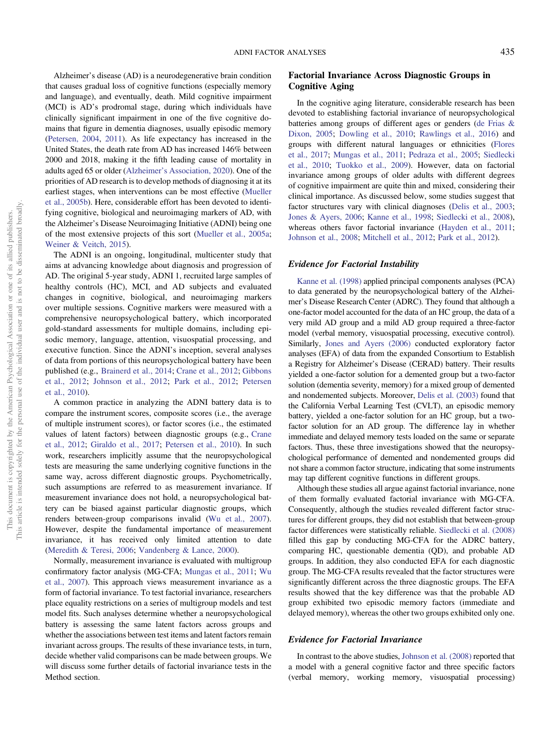Alzheimer's disease (AD) is a neurodegenerative brain condition that causes gradual loss of cognitive functions (especially memory and language), and eventually, death. Mild cognitive impairment (MCI) is AD's prodromal stage, during which individuals have clinically significant impairment in one of the five cognitive domains that figure in dementia diagnoses, usually episodic memory (Petersen, 2004, 2011). As life expectancy has increased in the United States, the death rate from AD has increased 146% between 2000 and 2018, making it the fifth leading cause of mortality in adults aged 65 or older (Alzheimer's Association, 2020). One of the priorities of AD research is to develop methods of diagnosing it at its earliest stages, when interventions can be most effective (Mueller et al., 2005b). Here, considerable effort has been devoted to identifying cognitive, biological and neuroimaging markers of AD, with the Alzheimer's Disease Neuroimaging Initiative (ADNI) being one of the most extensive projects of this sort (Mueller et al., 2005a; Weiner & Veitch, 2015).

The ADNI is an ongoing, longitudinal, multicenter study that aims at advancing knowledge about diagnosis and progression of AD. The original 5-year study, ADNI 1, recruited large samples of healthy controls (HC), MCI, and AD subjects and evaluated changes in cognitive, biological, and neuroimaging markers over multiple sessions. Cognitive markers were measured with a comprehensive neuropsychological battery, which incorporated gold-standard assessments for multiple domains, including episodic memory, language, attention, visuospatial processing, and executive function. Since the ADNI's inception, several analyses of data from portions of this neuropsychological battery have been published (e.g., Brainerd et al., 2014; Crane et al., 2012; Gibbons et al., 2012; Johnson et al., 2012; Park et al., 2012; Petersen et al., 2010).

A common practice in analyzing the ADNI battery data is to compare the instrument scores, composite scores (i.e., the average of multiple instrument scores), or factor scores (i.e., the estimated values of latent factors) between diagnostic groups (e.g., Crane et al., 2012; Giraldo et al., 2017; Petersen et al., 2010). In such work, researchers implicitly assume that the neuropsychological tests are measuring the same underlying cognitive functions in the same way, across different diagnostic groups. Psychometrically, such assumptions are referred to as measurement invariance. If measurement invariance does not hold, a neuropsychological battery can be biased against particular diagnostic groups, which renders between-group comparisons invalid (Wu et al., 2007). However, despite the fundamental importance of measurement invariance, it has received only limited attention to date (Meredith & Teresi, 2006; Vandenberg & Lance, 2000).

Normally, measurement invariance is evaluated with multigroup confirmatory factor analysis (MG-CFA; Mungas et al., 2011; Wu et al., 2007). This approach views measurement invariance as a form of factorial invariance. To test factorial invariance, researchers place equality restrictions on a series of multigroup models and test model fits. Such analyses determine whether a neuropsychological battery is assessing the same latent factors across groups and whether the associations between test items and latent factors remain invariant across groups. The results of these invariance tests, in turn, decide whether valid comparisons can be made between groups. We will discuss some further details of factorial invariance tests in the Method section.

## Factorial Invariance Across Diagnostic Groups in Cognitive Aging

In the cognitive aging literature, considerable research has been devoted to establishing factorial invariance of neuropsychological batteries among groups of different ages or genders (de Frias & Dixon, 2005; Dowling et al., 2010; Rawlings et al., 2016) and groups with different natural languages or ethnicities (Flores et al., 2017; Mungas et al., 2011; Pedraza et al., 2005; Siedlecki et al., 2010; Tuokko et al., 2009). However, data on factorial invariance among groups of older adults with different degrees of cognitive impairment are quite thin and mixed, considering their clinical importance. As discussed below, some studies suggest that factor structures vary with clinical diagnoses (Delis et al., 2003; Jones & Ayers, 2006; Kanne et al., 1998; Siedlecki et al., 2008), whereas others favor factorial invariance (Hayden et al., 2011; Johnson et al., 2008; Mitchell et al., 2012; Park et al., 2012).

### *Evidence for Factorial Instability*

Kanne et al. (1998) applied principal components analyses (PCA) to data generated by the neuropsychological battery of the Alzheimer's Disease Research Center (ADRC). They found that although a one-factor model accounted for the data of an HC group, the data of a very mild AD group and a mild AD group required a three-factor model (verbal memory, visuospatial processing, executive control). Similarly, Jones and Ayers (2006) conducted exploratory factor analyses (EFA) of data from the expanded Consortium to Establish a Registry for Alzheimer's Disease (CERAD) battery. Their results yielded a one-factor solution for a demented group but a two-factor solution (dementia severity, memory) for a mixed group of demented and nondemented subjects. Moreover, Delis et al. (2003) found that the California Verbal Learning Test (CVLT), an episodic memory battery, yielded a one-factor solution for an HC group, but a two-factor solution for an AD group. The difference lay in whether immediate and delayed memory tests loaded on the same or separate factors. Thus, these three investigations showed that the neuropsychological performance of demented and nondemented groups did not share a common factor structure, indicating that some instruments may tap different cognitive functions in different groups.

Although these studies all argue against factorial invariance, none of them formally evaluated factorial invariance with MG-CFA. Consequently, although the studies revealed different factor structures for different groups, they did not establish that between-group factor differences were statistically reliable. Siedlecki et al. (2008) filled this gap by conducting MG-CFA for the ADRC battery, comparing HC, questionable dementia (QD), and probable AD groups. In addition, they also conducted EFA for each diagnostic group. The MG-CFA results revealed that the factor structures were significantly different across the three diagnostic groups. The EFA results showed that the key difference was that the probable AD group exhibited two episodic memory factors (immediate and delayed memory), whereas the other two groups exhibited only one.

### *Evidence for Factorial Invariance*

In contrast to the above studies, Johnson et al. (2008) reported that a model with a general cognitive factor and three specific factors (verbal memory, working memory, visuospatial processing)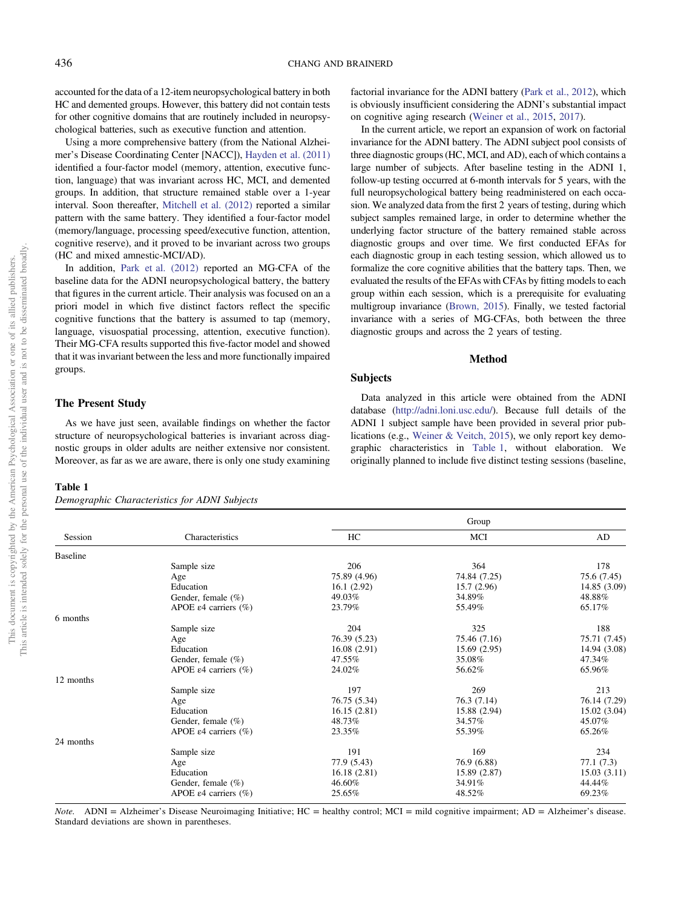accounted for the data of a 12-item neuropsychological battery in both HC and demented groups. However, this battery did not contain tests for other cognitive domains that are routinely included in neuropsychological batteries, such as executive function and attention.

Using a more comprehensive battery (from the National Alzheimer's Disease Coordinating Center [NACC]), Hayden et al. (2011) identified a four-factor model (memory, attention, executive function, language) that was invariant across HC, MCI, and demented groups. In addition, that structure remained stable over a 1-year interval. Soon thereafter, Mitchell et al. (2012) reported a similar pattern with the same battery. They identified a four-factor model (memory/language, processing speed/executive function, attention, cognitive reserve), and it proved to be invariant across two groups (HC and mixed amnestic-MCI/AD).

In addition, Park et al. (2012) reported an MG-CFA of the baseline data for the ADNI neuropsychological battery, the battery that figures in the current article. Their analysis was focused on an a priori model in which five distinct factors reflect the specific cognitive functions that the battery is assumed to tap (memory, language, visuospatial processing, attention, executive function). Their MG-CFA results supported this five-factor model and showed that it was invariant between the less and more functionally impaired groups.

### The Present Study

As we have just seen, available findings on whether the factor structure of neuropsychological batteries is invariant across diagnostic groups in older adults are neither extensive nor consistent. Moreover, as far as we are aware, there is only one study examining factorial invariance for the ADNI battery (Park et al., 2012), which is obviously insufficient considering the ADNI's substantial impact on cognitive aging research (Weiner et al., 2015, 2017).

In the current article, we report an expansion of work on factorial invariance for the ADNI battery. The ADNI subject pool consists of three diagnostic groups (HC, MCI, and AD), each of which contains a large number of subjects. After baseline testing in the ADNI 1, follow-up testing occurred at 6-month intervals for 5 years, with the full neuropsychological battery being readministered on each occasion. We analyzed data from the first 2 years of testing, during which subject samples remained large, in order to determine whether the underlying factor structure of the battery remained stable across diagnostic groups and over time. We first conducted EFAs for each diagnostic group in each testing session, which allowed us to formalize the core cognitive abilities that the battery taps. Then, we evaluated the results of the EFAs with CFAs by fitting models to each group within each session, which is a prerequisite for evaluating multigroup invariance (Brown, 2015). Finally, we tested factorial invariance with a series of MG-CFAs, both between the three diagnostic groups and across the 2 years of testing.

## Method

### Subjects

Data analyzed in this article were obtained from the ADNI database (http://adni.loni.usc.edu/). Because full details of the ADNI 1 subject sample have been provided in several prior publications (e.g., Weiner & Veitch, 2015), we only report key demographic characteristics in Table 1, without elaboration. We originally planned to include five distinct testing sessions (baseline,

**Table 1**
*Demographic Characteristics for ADNI Subjects*

| Session | Characteristics | Group | | |
|---|---|---|---|---|
| | | HC | MCI | AD |
| Baseline | | | | |
| | Sample size | 206 | 364 | 178 |
| | Age | 75.89 (4.96) | 74.84 (7.25) | 75.6 (7.45) |
| | Education | 16.1 (2.92) | 15.7 (2.96) | 14.85 (3.09) |
| | Gender, female (%) | 49.03% | 34.89% | 48.88% |
| | APOE ε4 carriers (%) | 23.79% | 55.49% | 65.17% |
| 6 months | | | | |
| | Sample size | 204 | 325 | 188 |
| | Age | 76.39 (5.23) | 75.46 (7.16) | 75.71 (7.45) |
| | Education | 16.08 (2.91) | 15.69 (2.95) | 14.94 (3.08) |
| | Gender, female (%) | 47.55% | 35.08% | 47.34% |
| | APOE ε4 carriers (%) | 24.02% | 56.62% | 65.96% |
| 12 months | | | | |
| | Sample size | 197 | 269 | 213 |
| | Age | 76.75 (5.34) | 76.3 (7.14) | 76.14 (7.29) |
| | Education | 16.15 (2.81) | 15.88 (2.94) | 15.02 (3.04) |
| | Gender, female (%) | 48.73% | 34.57% | 45.07% |
| | APOE ε4 carriers (%) | 23.35% | 55.39% | 65.26% |
| 24 months | | | | |
| | Sample size | 191 | 169 | 234 |
| | Age | 77.9 (5.43) | 76.9 (6.88) | 77.1 (7.3) |
| | Education | 16.18 (2.81) | 15.89 (2.87) | 15.03 (3.11) |
| | Gender, female (%) | 46.60% | 34.91% | 44.44% |
| | APOE ε4 carriers (%) | 25.65% | 48.52% | 69.23% |

*Note.* ADNI = Alzheimer's Disease Neuroimaging Initiative; HC = healthy control; MCI = mild cognitive impairment; AD = Alzheimer's disease. Standard deviations are shown in parentheses.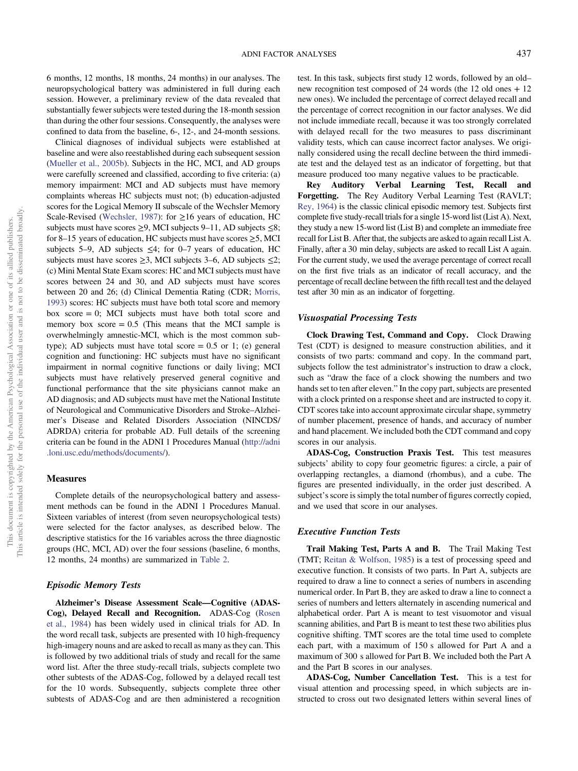6 months, 12 months, 18 months, 24 months) in our analyses. The neuropsychological battery was administered in full during each session. However, a preliminary review of the data revealed that substantially fewer subjects were tested during the 18-month session than during the other four sessions. Consequently, the analyses were confined to data from the baseline, 6-, 12-, and 24-month sessions.

Clinical diagnoses of individual subjects were established at baseline and were also reestablished during each subsequent session (Mueller et al., 2005b). Subjects in the HC, MCI, and AD groups were carefully screened and classified, according to five criteria: (a) memory impairment: MCI and AD subjects must have memory complaints whereas HC subjects must not; (b) education-adjusted scores for the Logical Memory II subscale of the Wechsler Memory Scale-Revised (Wechsler, 1987): for ≥16 years of education, HC subjects must have scores ≥9, MCI subjects 9–11, AD subjects ≤8; for 8–15 years of education, HC subjects must have scores ≥5, MCI subjects 5–9, AD subjects ≤4; for 0–7 years of education, HC subjects must have scores ≥3, MCI subjects 3–6, AD subjects ≤2; (c) Mini Mental State Exam scores: HC and MCI subjects must have scores between 24 and 30, and AD subjects must have scores between 20 and 26; (d) Clinical Dementia Rating (CDR; Morris, 1993) scores: HC subjects must have both total score and memory box score = 0; MCI subjects must have both total score and memory box score = 0.5 (This means that the MCI sample is overwhelmingly amnestic-MCI, which is the most common subtype); AD subjects must have total score = 0.5 or 1; (e) general cognition and functioning: HC subjects must have no significant impairment in normal cognitive functions or daily living; MCI subjects must have relatively preserved general cognitive and functional performance that the site physicians cannot make an AD diagnosis; and AD subjects must have met the National Institute of Neurological and Communicative Disorders and Stroke–Alzheimer's Disease and Related Disorders Association (NINCDS/ADRDA) criteria for probable AD. Full details of the screening criteria can be found in the ADNI 1 Procedures Manual (http://adni.loni.usc.edu/methods/documents/).

## Measures

Complete details of the neuropsychological battery and assessment methods can be found in the ADNI 1 Procedures Manual. Sixteen variables of interest (from seven neuropsychological tests) were selected for the factor analyses, as described below. The descriptive statistics for the 16 variables across the three diagnostic groups (HC, MCI, AD) over the four sessions (baseline, 6 months, 12 months, 24 months) are summarized in Table 2.

### *Episodic Memory Tests*

**Alzheimer's Disease Assessment Scale—Cognitive (ADAS-Cog), Delayed Recall and Recognition.** ADAS-Cog (Rosen et al., 1984) has been widely used in clinical trials for AD. In the word recall task, subjects are presented with 10 high-frequency high-imagery nouns and are asked to recall as many as they can. This is followed by two additional trials of study and recall for the same word list. After the three study-recall trials, subjects complete two other subtests of the ADAS-Cog, followed by a delayed recall test for the 10 words. Subsequently, subjects complete three other subtests of ADAS-Cog and are then administered a recognition test. In this task, subjects first study 12 words, followed by an old–new recognition test composed of 24 words (the 12 old ones + 12 new ones). We included the percentage of correct delayed recall and the percentage of correct recognition in our factor analyses. We did not include immediate recall, because it was too strongly correlated with delayed recall for the two measures to pass discriminant validity tests, which can cause incorrect factor analyses. We originally considered using the recall decline between the third immediate test and the delayed test as an indicator of forgetting, but that measure produced too many negative values to be practicable.

**Rey Auditory Verbal Learning Test, Recall and Forgetting.** The Rey Auditory Verbal Learning Test (RAVLT; Rey, 1964) is the classic clinical episodic memory test. Subjects first complete five study-recall trials for a single 15-word list (List A). Next, they study a new 15-word list (List B) and complete an immediate free recall for List B. After that, the subjects are asked to again recall List A. Finally, after a 30 min delay, subjects are asked to recall List A again. For the current study, we used the average percentage of correct recall on the first five trials as an indicator of recall accuracy, and the percentage of recall decline between the fifth recall test and the delayed test after 30 min as an indicator of forgetting.

### *Visuospatial Processing Tests*

**Clock Drawing Test, Command and Copy.** Clock Drawing Test (CDT) is designed to measure construction abilities, and it consists of two parts: command and copy. In the command part, subjects follow the test administrator's instruction to draw a clock, such as "draw the face of a clock showing the numbers and two hands set to ten after eleven." In the copy part, subjects are presented with a clock printed on a response sheet and are instructed to copy it. CDT scores take into account approximate circular shape, symmetry of number placement, presence of hands, and accuracy of number and hand placement. We included both the CDT command and copy scores in our analysis.

**ADAS-Cog, Construction Praxis Test.** This test measures subjects' ability to copy four geometric figures: a circle, a pair of overlapping rectangles, a diamond (rhombus), and a cube. The figures are presented individually, in the order just described. A subject's score is simply the total number of figures correctly copied, and we used that score in our analyses.

### *Executive Function Tests*

**Trail Making Test, Parts A and B.** The Trail Making Test (TMT; Reitan & Wolfson, 1985) is a test of processing speed and executive function. It consists of two parts. In Part A, subjects are required to draw a line to connect a series of numbers in ascending numerical order. In Part B, they are asked to draw a line to connect a series of numbers and letters alternately in ascending numerical and alphabetical order. Part A is meant to test visuomotor and visual scanning abilities, and Part B is meant to test these two abilities plus cognitive shifting. TMT scores are the total time used to complete each part, with a maximum of 150 s allowed for Part A and a maximum of 300 s allowed for Part B. We included both the Part A and the Part B scores in our analyses.

**ADAS-Cog, Number Cancellation Test.** This is a test for visual attention and processing speed, in which subjects are instructed to cross out two designated letters within several lines of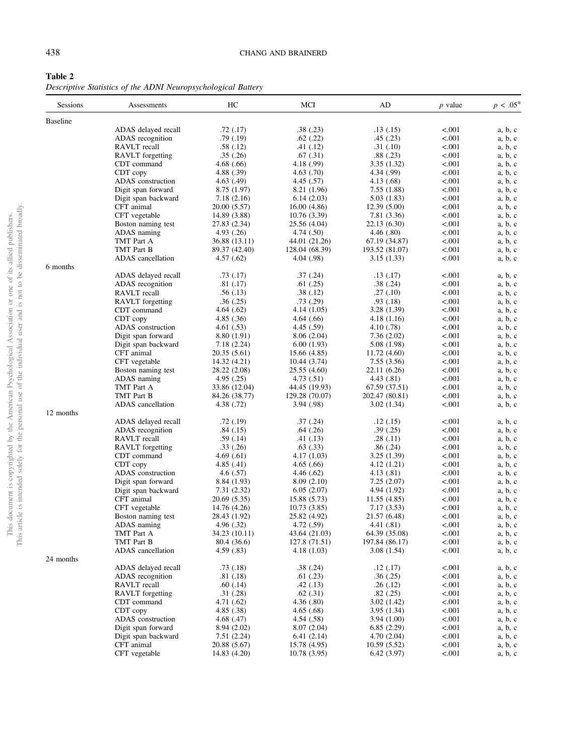**Table 2**
*Descriptive Statistics of the ADNI Neuropsychological Battery*

| Sessions | Assessments | HC | MCI | AD | *p* value | $p < .05^{*}$ |
|---|---|---|---|---|---|---|
| Baseline | | | | | | |
| | ADAS delayed recall | .72 (.17) | .38 (.23) | .13 (.15) | <.001 | a, b, c |
| | ADAS recognition | .79 (.19) | .62 (.22) | .45 (.23) | <.001 | a, b, c |
| | RAVLT recall | .58 (.12) | .41 (.12) | .31 (.10) | <.001 | a, b, c |
| | RAVLT forgetting | .35 (.26) | .67 (.31) | .88 (.23) | <.001 | a, b, c |
| | CDT command | 4.68 (.66) | 4.18 (.99) | 3.35 (1.32) | <.001 | a, b, c |
| | CDT copy | 4.88 (.39) | 4.63 (.70) | 4.34 (.99) | <.001 | a, b, c |
| | ADAS construction | 4.63 (.49) | 4.45 (.57) | 4.13 (.68) | <.001 | a, b, c |
| | Digit span forward | 8.75 (1.97) | 8.21 (1.96) | 7.55 (1.88) | <.001 | a, b, c |
| | Digit span backward | 7.18 (2.16) | 6.14 (2.03) | 5.03 (1.83) | <.001 | a, b, c |
| | CFT animal | 20.00 (5.57) | 16.00 (4.86) | 12.39 (5.00) | <.001 | a, b, c |
| | CFT vegetable | 14.89 (3.88) | 10.76 (3.39) | 7.81 (3.36) | <.001 | a, b, c |
| | Boston naming test | 27.83 (2.34) | 25.56 (4.04) | 22.13 (6.30) | <.001 | a, b, c |
| | ADAS naming | 4.93 (.26) | 4.74 (.50) | 4.46 (.80) | <.001 | a, b, c |
| | TMT Part A | 36.88 (13.11) | 44.01 (21.26) | 67.19 (34.87) | <.001 | a, b, c |
| | TMT Part B | 89.37 (42.40) | 128.04 (68.39) | 193.52 (81.07) | <.001 | a, b, c |
| | ADAS cancellation | 4.57 (.62) | 4.04 (.98) | 3.15 (1.33) | <.001 | a, b, c |
| 6 months | | | | | | |
| | ADAS delayed recall | .73 (.17) | .37 (.24) | .13 (.17) | <.001 | a, b, c |
| | ADAS recognition | .81 (.17) | .61 (.25) | .38 (.24) | <.001 | a, b, c |
| | RAVLT recall | .56 (.13) | .38 (.12) | .27 (.10) | <.001 | a, b, c |
| | RAVLT forgetting | .36 (.25) | .73 (.29) | .93 (.18) | <.001 | a, b, c |
| | CDT command | 4.64 (.62) | 4.14 (1.05) | 3.28 (1.39) | <.001 | a, b, c |
| | CDT copy | 4.85 (.36) | 4.64 (.66) | 4.18 (1.16) | <.001 | a, b, c |
| | ADAS construction | 4.61 (.53) | 4.45 (.59) | 4.10 (.78) | <.001 | a, b, c |
| | Digit span forward | 8.80 (1.91) | 8.06 (2.04) | 7.36 (2.02) | <.001 | a, b, c |
| | Digit span backward | 7.18 (2.24) | 6.00 (1.93) | 5.08 (1.98) | <.001 | a, b, c |
| | CFT animal | 20.35 (5.61) | 15.66 (4.85) | 11.72 (4.60) | <.001 | a, b, c |
| | CFT vegetable | 14.32 (4.21) | 10.44 (3.74) | 7.55 (3.56) | <.001 | a, b, c |
| | Boston naming test | 28.22 (2.08) | 25.55 (4.60) | 22.11 (6.26) | <.001 | a, b, c |
| | ADAS naming | 4.95 (.25) | 4.73 (.51) | 4.43 (.81) | <.001 | a, b, c |
| | TMT Part A | 33.86 (12.04) | 44.45 (19.93) | 67.59 (37.51) | <.001 | a, b, c |
| | TMT Part B | 84.26 (38.77) | 129.28 (70.07) | 202.47 (80.81) | <.001 | a, b, c |
| | ADAS cancellation | 4.38 (.72) | 3.94 (.98) | 3.02 (1.34) | <.001 | a, b, c |
| 12 months | | | | | | |
| | ADAS delayed recall | .72 (.19) | .37 (.24) | .12 (.15) | <.001 | a, b, c |
| | ADAS recognition | .84 (.15) | .64 (.26) | .39 (.25) | <.001 | a, b, c |
| | RAVLT recall | .59 (.14) | .41 (.13) | .28 (.11) | <.001 | a, b, c |
| | RAVLT forgetting | .33 (.26) | .63 (.33) | .86 (.24) | <.001 | a, b, c |
| | CDT command | 4.69 (.61) | 4.17 (1.03) | 3.25 (1.39) | <.001 | a, b, c |
| | CDT copy | 4.85 (.41) | 4.65 (.66) | 4.12 (1.21) | <.001 | a, b, c |
| | ADAS construction | 4.6 (.57) | 4.46 (.62) | 4.13 (.81) | <.001 | a, b, c |
| | Digit span forward | 8.84 (1.93) | 8.09 (2.10) | 7.25 (2.07) | <.001 | a, b, c |
| | Digit span backward | 7.31 (2.32) | 6.05 (2.07) | 4.94 (1.92) | <.001 | a, b, c |
| | CFT animal | 20.69 (5.35) | 15.88 (5.73) | 11.55 (4.85) | <.001 | a, b, c |
| | CFT vegetable | 14.76 (4.26) | 10.73 (3.85) | 7.17 (3.53) | <.001 | a, b, c |
| | Boston naming test | 28.43 (1.92) | 25.82 (4.92) | 21.57 (6.48) | <.001 | a, b, c |
| | ADAS naming | 4.96 (.32) | 4.72 (.59) | 4.41 (.81) | <.001 | a, b, c |
| | TMT Part A | 34.23 (10.11) | 43.64 (21.03) | 64.39 (35.08) | <.001 | a, b, c |
| | TMT Part B | 80.4 (36.6) | 127.8 (71.51) | 197.84 (86.17) | <.001 | a, b, c |
| | ADAS cancellation | 4.59 (.83) | 4.18 (1.03) | 3.08 (1.54) | <.001 | a, b, c |
| 24 months | | | | | | |
| | ADAS delayed recall | .73 (.18) | .38 (.24) | .12 (.17) | <.001 | a, b, c |
| | ADAS recognition | .81 (.18) | .61 (.23) | .36 (.25) | <.001 | a, b, c |
| | RAVLT recall | .60 (.14) | .42 (.13) | .26 (.12) | <.001 | a, b, c |
| | RAVLT forgetting | .31 (.28) | .62 (.31) | .82 (.25) | <.001 | a, b, c |
| | CDT command | 4.71 (.62) | 4.36 (.80) | 3.02 (1.42) | <.001 | a, b, c |
| | CDT copy | 4.85 (.38) | 4.65 (.68) | 3.95 (1.34) | <.001 | a, b, c |
| | ADAS construction | 4.68 (.47) | 4.54 (.58) | 3.94 (1.00) | <.001 | a, b, c |
| | Digit span forward | 8.94 (2.02) | 8.07 (2.04) | 6.85 (2.29) | <.001 | a, b, c |
| | Digit span backward | 7.51 (2.24) | 6.41 (2.14) | 4.70 (2.04) | <.001 | a, b, c |
| | CFT animal | 20.88 (5.67) | 15.78 (4.95) | 10.59 (5.52) | <.001 | a, b, c |
| | CFT vegetable | 14.83 (4.20) | 10.78 (3.95) | 6.42 (3.97) | <.001 | a, b, c |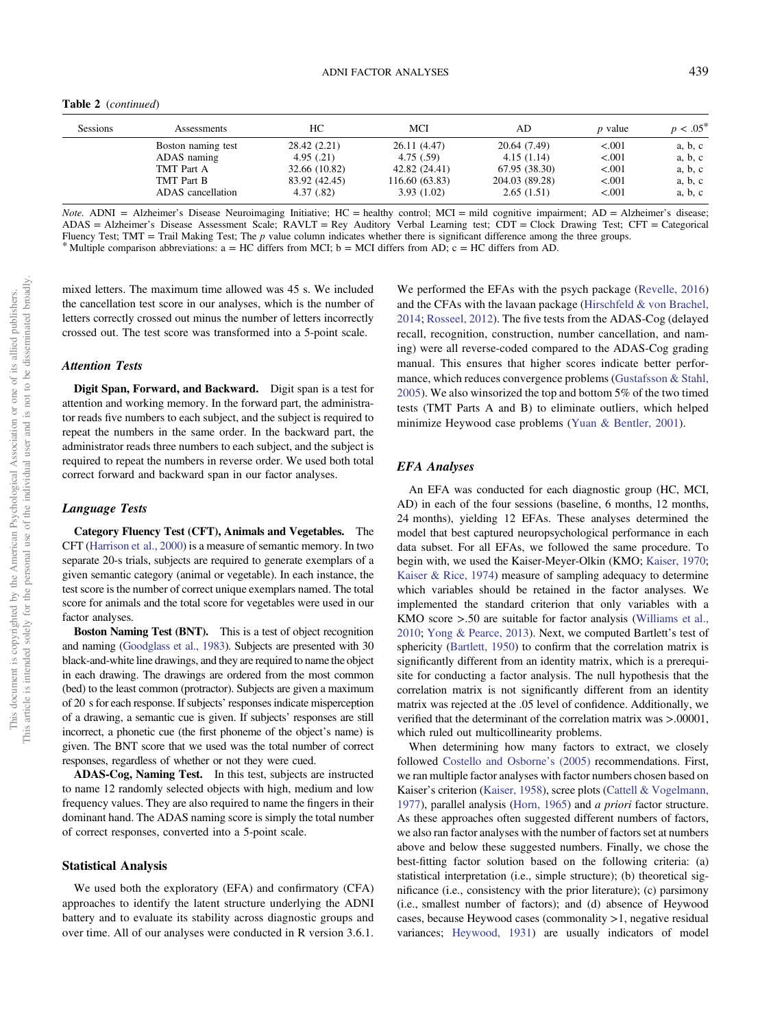Table 2 (*continued*)

| Sessions | Assessments | HC | MCI | AD | *p* value | $p < .05^{*}$ |
|---|---|---|---|---|---|---|
| | Boston naming test | 28.42 (2.21) | 26.11 (4.47) | 20.64 (7.49) | <.001 | a, b, c |
| | ADAS naming | 4.95 (.21) | 4.75 (.59) | 4.15 (1.14) | <.001 | a, b, c |
| | TMT Part A | 32.66 (10.82) | 42.82 (24.41) | 67.95 (38.30) | <.001 | a, b, c |
| | TMT Part B | 83.92 (42.45) | 116.60 (63.83) | 204.03 (89.28) | <.001 | a, b, c |
| | ADAS cancellation | 4.37 (.82) | 3.93 (1.02) | 2.65 (1.51) | <.001 | a, b, c |

*Note.* ADNI = Alzheimer's Disease Neuroimaging Initiative; HC = healthy control; MCI = mild cognitive impairment; AD = Alzheimer's disease; ADAS = Alzheimer's Disease Assessment Scale; RAVLT = Rey Auditory Verbal Learning test; CDT = Clock Drawing Test; CFT = Categorical Fluency Test; TMT = Trail Making Test; The *p* value column indicates whether there is significant difference among the three groups.
\* Multiple comparison abbreviations: a = HC differs from MCI; b = MCI differs from AD; c = HC differs from AD.

mixed letters. The maximum time allowed was 45 s. We included the cancellation test score in our analyses, which is the number of letters correctly crossed out minus the number of letters incorrectly crossed out. The test score was transformed into a 5-point scale.

### Attention Tests

**Digit Span, Forward, and Backward.** Digit span is a test for attention and working memory. In the forward part, the administrator reads five numbers to each subject, and the subject is required to repeat the numbers in the same order. In the backward part, the administrator reads three numbers to each subject, and the subject is required to repeat the numbers in reverse order. We used both total correct forward and backward span in our factor analyses.

### Language Tests

**Category Fluency Test (CFT), Animals and Vegetables.** The CFT (Harrison et al., 2000) is a measure of semantic memory. In two separate 20-s trials, subjects are required to generate exemplars of a given semantic category (animal or vegetable). In each instance, the test score is the number of correct unique exemplars named. The total score for animals and the total score for vegetables were used in our factor analyses.

**Boston Naming Test (BNT).** This is a test of object recognition and naming (Goodglass et al., 1983). Subjects are presented with 30 black-and-white line drawings, and they are required to name the object in each drawing. The drawings are ordered from the most common (bed) to the least common (protractor). Subjects are given a maximum of 20 s for each response. If subjects' responses indicate misperception of a drawing, a semantic cue is given. If subjects' responses are still incorrect, a phonetic cue (the first phoneme of the object's name) is given. The BNT score that we used was the total number of correct responses, regardless of whether or not they were cued.

**ADAS-Cog, Naming Test.** In this test, subjects are instructed to name 12 randomly selected objects with high, medium and low frequency values. They are also required to name the fingers in their dominant hand. The ADAS naming score is simply the total number of correct responses, converted into a 5-point scale.

## Statistical Analysis

We used both the exploratory (EFA) and confirmatory (CFA) approaches to identify the latent structure underlying the ADNI battery and to evaluate its stability across diagnostic groups and over time. All of our analyses were conducted in R version 3.6.1. We performed the EFAs with the psych package (Revelle, 2016) and the CFAs with the lavaan package (Hirschfeld & von Brachel, 2014; Rosseel, 2012). The five tests from the ADAS-Cog (delayed recall, recognition, construction, number cancellation, and naming) were all reverse-coded compared to the ADAS-Cog grading manual. This ensures that higher scores indicate better performance, which reduces convergence problems (Gustafsson & Stahl, 2005). We also winsorized the top and bottom 5% of the two timed tests (TMT Parts A and B) to eliminate outliers, which helped minimize Heywood case problems (Yuan & Bentler, 2001).

### EFA Analyses

An EFA was conducted for each diagnostic group (HC, MCI, AD) in each of the four sessions (baseline, 6 months, 12 months, 24 months), yielding 12 EFAs. These analyses determined the model that best captured neuropsychological performance in each data subset. For all EFAs, we followed the same procedure. To begin with, we used the Kaiser-Meyer-Olkin (KMO; Kaiser, 1970; Kaiser & Rice, 1974) measure of sampling adequacy to determine which variables should be retained in the factor analyses. We implemented the standard criterion that only variables with a KMO score >.50 are suitable for factor analysis (Williams et al., 2010; Yong & Pearce, 2013). Next, we computed Bartlett's test of sphericity (Bartlett, 1950) to confirm that the correlation matrix is significantly different from an identity matrix, which is a prerequisite for conducting a factor analysis. The null hypothesis that the correlation matrix is not significantly different from an identity matrix was rejected at the .05 level of confidence. Additionally, we verified that the determinant of the correlation matrix was >.00001, which ruled out multicollinearity problems.

When determining how many factors to extract, we closely followed Costello and Osborne's (2005) recommendations. First, we ran multiple factor analyses with factor numbers chosen based on Kaiser's criterion (Kaiser, 1958), scree plots (Cattell & Vogelmann, 1977), parallel analysis (Horn, 1965) and *a priori* factor structure. As these approaches often suggested different numbers of factors, we also ran factor analyses with the number of factors set at numbers above and below these suggested numbers. Finally, we chose the best-fitting factor solution based on the following criteria: (a) statistical interpretation (i.e., simple structure); (b) theoretical significance (i.e., consistency with the prior literature); (c) parsimony (i.e., smallest number of factors); and (d) absence of Heywood cases, because Heywood cases (commonality >1, negative residual variances; Heywood, 1931) are usually indicators of model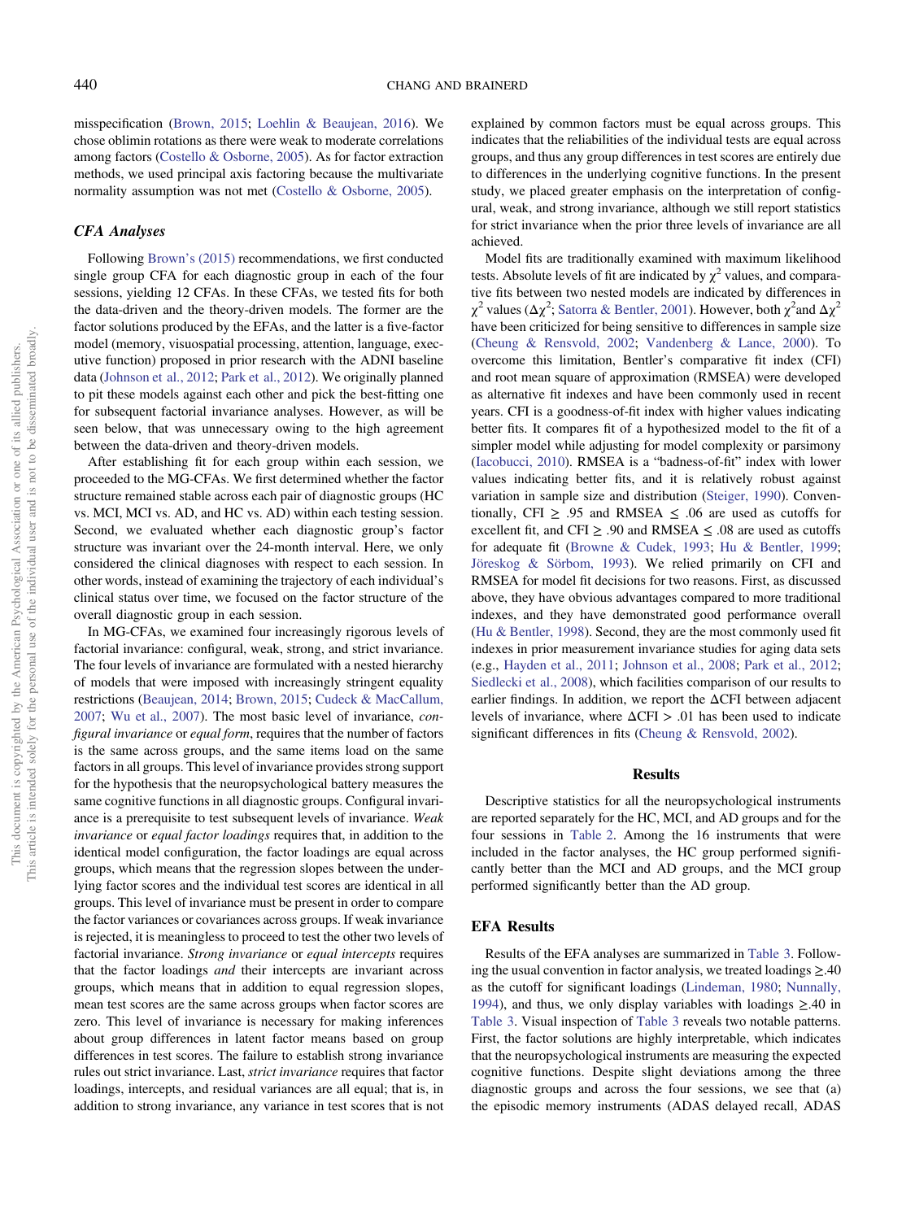misspecification (Brown, 2015; Loehlin & Beaujean, 2016). We chose oblimin rotations as there were weak to moderate correlations among factors (Costello & Osborne, 2005). As for factor extraction methods, we used principal axis factoring because the multivariate normality assumption was not met (Costello & Osborne, 2005).

### CFA Analyses

Following Brown's (2015) recommendations, we first conducted single group CFA for each diagnostic group in each of the four sessions, yielding 12 CFAs. In these CFAs, we tested fits for both the data-driven and the theory-driven models. The former are the factor solutions produced by the EFAs, and the latter is a five-factor model (memory, visuospatial processing, attention, language, executive function) proposed in prior research with the ADNI baseline data (Johnson et al., 2012; Park et al., 2012). We originally planned to pit these models against each other and pick the best-fitting one for subsequent factorial invariance analyses. However, as will be seen below, that was unnecessary owing to the high agreement between the data-driven and theory-driven models.

After establishing fit for each group within each session, we proceeded to the MG-CFAs. We first determined whether the factor structure remained stable across each pair of diagnostic groups (HC vs. MCI, MCI vs. AD, and HC vs. AD) within each testing session. Second, we evaluated whether each diagnostic group's factor structure was invariant over the 24-month interval. Here, we only considered the clinical diagnoses with respect to each session. In other words, instead of examining the trajectory of each individual's clinical status over time, we focused on the factor structure of the overall diagnostic group in each session.

In MG-CFAs, we examined four increasingly rigorous levels of factorial invariance: configural, weak, strong, and strict invariance. The four levels of invariance are formulated with a nested hierarchy of models that were imposed with increasingly stringent equality restrictions (Beaujean, 2014; Brown, 2015; Cudeck & MacCallum, 2007; Wu et al., 2007). The most basic level of invariance, *configural invariance* or *equal form*, requires that the number of factors is the same across groups, and the same items load on the same factors in all groups. This level of invariance provides strong support for the hypothesis that the neuropsychological battery measures the same cognitive functions in all diagnostic groups. Configural invariance is a prerequisite to test subsequent levels of invariance. *Weak invariance* or *equal factor loadings* requires that, in addition to the identical model configuration, the factor loadings are equal across groups, which means that the regression slopes between the underlying factor scores and the individual test scores are identical in all groups. This level of invariance must be present in order to compare the factor variances or covariances across groups. If weak invariance is rejected, it is meaningless to proceed to test the other two levels of factorial invariance. *Strong invariance* or *equal intercepts* requires that the factor loadings *and* their intercepts are invariant across groups, which means that in addition to equal regression slopes, mean test scores are the same across groups when factor scores are zero. This level of invariance is necessary for making inferences about group differences in latent factor means based on group differences in test scores. The failure to establish strong invariance rules out strict invariance. Last, *strict invariance* requires that factor loadings, intercepts, and residual variances are all equal; that is, in addition to strong invariance, any variance in test scores that is not explained by common factors must be equal across groups. This indicates that the reliabilities of the individual tests are equal across groups, and thus any group differences in test scores are entirely due to differences in the underlying cognitive functions. In the present study, we placed greater emphasis on the interpretation of configural, weak, and strong invariance, although we still report statistics for strict invariance when the prior three levels of invariance are all achieved.

Model fits are traditionally examined with maximum likelihood tests. Absolute levels of fit are indicated by $\chi^2$ values, and comparative fits between two nested models are indicated by differences in $\chi^2$ values ($\Delta\chi^2$; Satorra & Bentler, 2001). However, both $\chi^2$ and $\Delta\chi^2$ have been criticized for being sensitive to differences in sample size (Cheung & Rensvold, 2002; Vandenberg & Lance, 2000). To overcome this limitation, Bentler's comparative fit index (CFI) and root mean square of approximation (RMSEA) were developed as alternative fit indexes and have been commonly used in recent years. CFI is a goodness-of-fit index with higher values indicating better fits. It compares fit of a hypothesized model to the fit of a simpler model while adjusting for model complexity or parsimony (Iacobucci, 2010). RMSEA is a "badness-of-fit" index with lower values indicating better fits, and it is relatively robust against variation in sample size and distribution (Steiger, 1990). Conventionally, CFI $\geq$ .95 and RMSEA $\leq$ .06 are used as cutoffs for excellent fit, and CFI $\geq$ .90 and RMSEA $\leq$ .08 are used as cutoffs for adequate fit (Browne & Cudek, 1993; Hu & Bentler, 1999; Jöreskog & Sörbom, 1993). We relied primarily on CFI and RMSEA for model fit decisions for two reasons. First, as discussed above, they have obvious advantages compared to more traditional indexes, and they have demonstrated good performance overall (Hu & Bentler, 1998). Second, they are the most commonly used fit indexes in prior measurement invariance studies for aging data sets (e.g., Hayden et al., 2011; Johnson et al., 2008; Park et al., 2012; Siedlecki et al., 2008), which facilities comparison of our results to earlier findings. In addition, we report the $\Delta$CFI between adjacent levels of invariance, where $\Delta$CFI > .01 has been used to indicate significant differences in fits (Cheung & Rensvold, 2002).

## Results

Descriptive statistics for all the neuropsychological instruments are reported separately for the HC, MCI, and AD groups and for the four sessions in Table 2. Among the 16 instruments that were included in the factor analyses, the HC group performed significantly better than the MCI and AD groups, and the MCI group performed significantly better than the AD group.

### EFA Results

Results of the EFA analyses are summarized in Table 3. Following the usual convention in factor analysis, we treated loadings $\geq$.40 as the cutoff for significant loadings (Lindeman, 1980; Nunnally, 1994), and thus, we only display variables with loadings $\geq$.40 in Table 3. Visual inspection of Table 3 reveals two notable patterns. First, the factor solutions are highly interpretable, which indicates that the neuropsychological instruments are measuring the expected cognitive functions. Despite slight deviations among the three diagnostic groups and across the four sessions, we see that (a) the episodic memory instruments (ADAS delayed recall, ADAS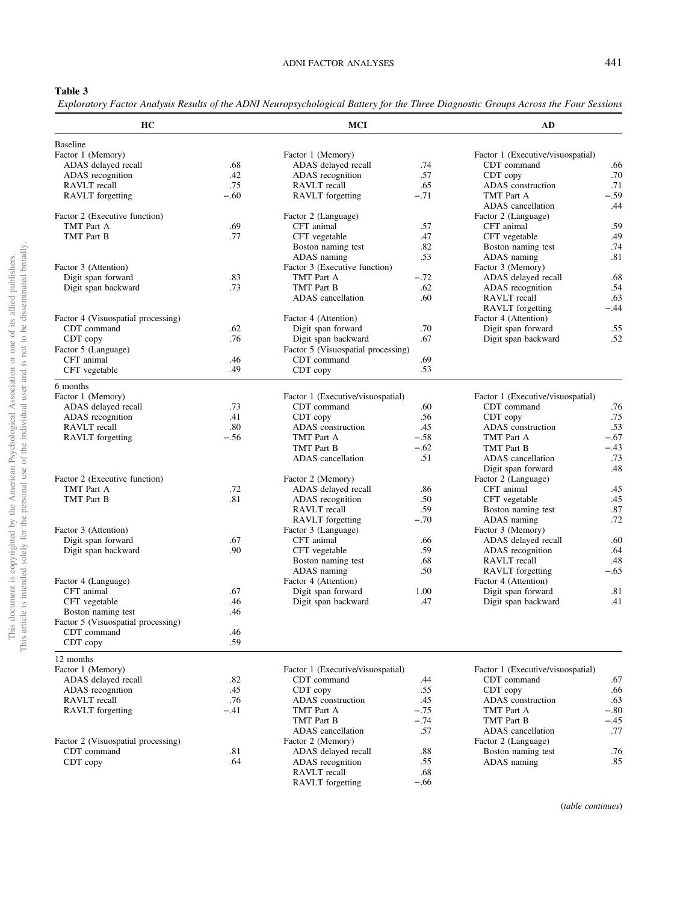**Table 3**

*Exploratory Factor Analysis Results of the ADNI Neuropsychological Battery for the Three Diagnostic Groups Across the Four Sessions*

| HC | | MCI | | AD | |
|---|---|---|---|---|---|
| Baseline | | | | | |
| Factor 1 (Memory) | | Factor 1 (Memory) | | Factor 1 (Executive/visuospatial) | |
| ADAS delayed recall | .68 | ADAS delayed recall | .74 | CDT command | .66 |
| ADAS recognition | .42 | ADAS recognition | .57 | CDT copy | .70 |
| RAVLT recall | .75 | RAVLT recall | .65 | ADAS construction | .71 |
| RAVLT forgetting | −.60 | RAVLT forgetting | −.71 | TMT Part A | −.59 |
| | | | | ADAS cancellation | .44 |
| Factor 2 (Executive function) | | Factor 2 (Language) | | Factor 2 (Language) | |
| TMT Part A | .69 | CFT animal | .57 | CFT animal | .59 |
| TMT Part B | .77 | CFT vegetable | .47 | CFT vegetable | .49 |
| | | Boston naming test | .82 | Boston naming test | .74 |
| | | ADAS naming | .53 | ADAS naming | .81 |
| Factor 3 (Attention) | | Factor 3 (Executive function) | | Factor 3 (Memory) | |
| Digit span forward | .83 | TMT Part A | −.72 | ADAS delayed recall | .68 |
| Digit span backward | .73 | TMT Part B | .62 | ADAS recognition | .54 |
| | | ADAS cancellation | .60 | RAVLT recall | .63 |
| | | | | RAVLT forgetting | −.44 |
| Factor 4 (Visuospatial processing) | | Factor 4 (Attention) | | Factor 4 (Attention) | |
| CDT command | .62 | Digit span forward | .70 | Digit span forward | .55 |
| CDT copy | .76 | Digit span backward | .67 | Digit span backward | .52 |
| Factor 5 (Language) | | Factor 5 (Visuospatial processing) | | | |
| CFT animal | .46 | CDT command | .69 | | |
| CFT vegetable | .49 | CDT copy | .53 | | |
| 6 months | | | | | |
| Factor 1 (Memory) | | Factor 1 (Executive/visuospatial) | | Factor 1 (Executive/visuospatial) | |
| ADAS delayed recall | .73 | CDT command | .60 | CDT command | .76 |
| ADAS recognition | .41 | CDT copy | .56 | CDT copy | .75 |
| RAVLT recall | .80 | ADAS construction | .45 | ADAS construction | .53 |
| RAVLT forgetting | −.56 | TMT Part A | −.58 | TMT Part A | −.67 |
| | | TMT Part B | −.62 | TMT Part B | −.43 |
| | | ADAS cancellation | .51 | ADAS cancellation | .73 |
| | | | | Digit span forward | .48 |
| Factor 2 (Executive function) | | Factor 2 (Memory) | | Factor 2 (Language) | |
| TMT Part A | .72 | ADAS delayed recall | .86 | CFT animal | .45 |
| TMT Part B | .81 | ADAS recognition | .50 | CFT vegetable | .45 |
| | | RAVLT recall | .59 | Boston naming test | .87 |
| | | RAVLT forgetting | −.70 | ADAS naming | .72 |
| Factor 3 (Attention) | | Factor 3 (Language) | | Factor 3 (Memory) | |
| Digit span forward | .67 | CFT animal | .66 | ADAS delayed recall | .60 |
| Digit span backward | .90 | CFT vegetable | .59 | ADAS recognition | .64 |
| | | Boston naming test | .68 | RAVLT recall | .48 |
| | | ADAS naming | .50 | RAVLT forgetting | −.65 |
| Factor 4 (Language) | | Factor 4 (Attention) | | Factor 4 (Attention) | |
| CFT animal | .67 | Digit span forward | 1.00 | Digit span forward | .81 |
| CFT vegetable | .46 | Digit span backward | .47 | Digit span backward | .41 |
| Boston naming test | .46 | | | | |
| Factor 5 (Visuospatial processing) | | | | | |
| CDT command | .46 | | | | |
| CDT copy | .59 | | | | |
| 12 months | | | | | |
| Factor 1 (Memory) | | Factor 1 (Executive/visuospatial) | | Factor 1 (Executive/visuospatial) | |
| ADAS delayed recall | .82 | CDT command | .44 | CDT command | .67 |
| ADAS recognition | .45 | CDT copy | .55 | CDT copy | .66 |
| RAVLT recall | .76 | ADAS construction | .45 | ADAS construction | .63 |
| RAVLT forgetting | −.41 | TMT Part A | −.75 | TMT Part A | −.80 |
| | | TMT Part B | −.74 | TMT Part B | −.45 |
| | | ADAS cancellation | .57 | ADAS cancellation | .77 |
| Factor 2 (Visuospatial processing) | | Factor 2 (Memory) | | Factor 2 (Language) | |
| CDT command | .81 | ADAS delayed recall | .88 | Boston naming test | .76 |
| CDT copy | .64 | ADAS recognition | .55 | ADAS naming | .85 |
| | | RAVLT recall | .68 | | |
| | | RAVLT forgetting | −.66 | | |

(*table continues*)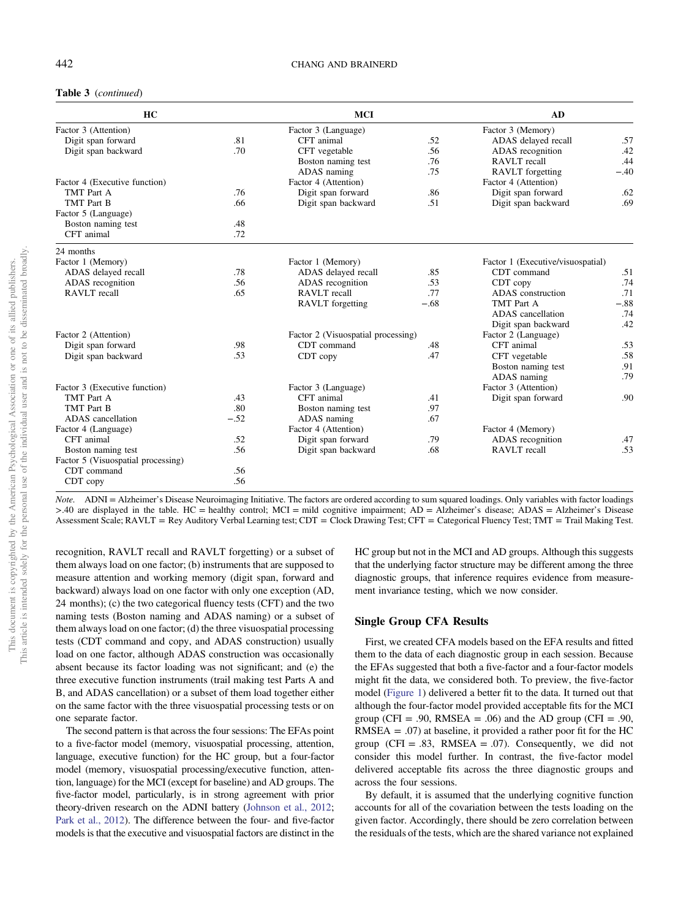**Table 3** (*continued*)

| HC | | MCI | | AD | |
|---|---|---|---|---|---|
| Factor 3 (Attention) | | Factor 3 (Language) | | Factor 3 (Memory) | |
| Digit span forward | .81 | CFT animal | .52 | ADAS delayed recall | .57 |
| Digit span backward | .70 | CFT vegetable | .56 | ADAS recognition | .42 |
| | | Boston naming test | .76 | RAVLT recall | .44 |
| | | ADAS naming | .75 | RAVLT forgetting | −.40 |
| Factor 4 (Executive function) | | Factor 4 (Attention) | | Factor 4 (Attention) | |
| TMT Part A | .76 | Digit span forward | .86 | Digit span forward | .62 |
| TMT Part B | .66 | Digit span backward | .51 | Digit span backward | .69 |
| Factor 5 (Language) | | | | | |
| Boston naming test | .48 | | | | |
| CFT animal | .72 | | | | |
| 24 months | | | | | |
| Factor 1 (Memory) | | Factor 1 (Memory) | | Factor 1 (Executive/visuospatial) | |
| ADAS delayed recall | .78 | ADAS delayed recall | .85 | CDT command | .51 |
| ADAS recognition | .56 | ADAS recognition | .53 | CDT copy | .74 |
| RAVLT recall | .65 | RAVLT recall | .77 | ADAS construction | .71 |
| | | RAVLT forgetting | −.68 | TMT Part A | −.88 |
| | | | | ADAS cancellation | .74 |
| | | | | Digit span backward | .42 |
| Factor 2 (Attention) | | Factor 2 (Visuospatial processing) | | Factor 2 (Language) | |
| Digit span forward | .98 | CDT command | .48 | CFT animal | .53 |
| Digit span backward | .53 | CDT copy | .47 | CFT vegetable | .58 |
| | | | | Boston naming test | .91 |
| | | | | ADAS naming | .79 |
| Factor 3 (Executive function) | | Factor 3 (Language) | | Factor 3 (Attention) | |
| TMT Part A | .43 | CFT animal | .41 | Digit span forward | .90 |
| TMT Part B | .80 | Boston naming test | .97 | | |
| ADAS cancellation | −.52 | ADAS naming | .67 | | |
| Factor 4 (Language) | | Factor 4 (Attention) | | Factor 4 (Memory) | |
| CFT animal | .52 | Digit span forward | .79 | ADAS recognition | .47 |
| Boston naming test | .56 | Digit span backward | .68 | RAVLT recall | .53 |
| Factor 5 (Visuospatial processing) | | | | | |
| CDT command | .56 | | | | |
| CDT copy | .56 | | | | |

*Note.* ADNI = Alzheimer's Disease Neuroimaging Initiative. The factors are ordered according to sum squared loadings. Only variables with factor loadings >.40 are displayed in the table. HC = healthy control; MCI = mild cognitive impairment; AD = Alzheimer's disease; ADAS = Alzheimer's Disease Assessment Scale; RAVLT = Rey Auditory Verbal Learning test; CDT = Clock Drawing Test; CFT = Categorical Fluency Test; TMT = Trail Making Test.

recognition, RAVLT recall and RAVLT forgetting) or a subset of them always load on one factor; (b) instruments that are supposed to measure attention and working memory (digit span, forward and backward) always load on one factor with only one exception (AD, 24 months); (c) the two categorical fluency tests (CFT) and the two naming tests (Boston naming and ADAS naming) or a subset of them always load on one factor; (d) the three visuospatial processing tests (CDT command and copy, and ADAS construction) usually load on one factor, although ADAS construction was occasionally absent because its factor loading was not significant; and (e) the three executive function instruments (trail making test Parts A and B, and ADAS cancellation) or a subset of them load together either on the same factor with the three visuospatial processing tests or on one separate factor.

The second pattern is that across the four sessions: The EFAs point to a five-factor model (memory, visuospatial processing, attention, language, executive function) for the HC group, but a four-factor model (memory, visuospatial processing/executive function, attention, language) for the MCI (except for baseline) and AD groups. The five-factor model, particularly, is in strong agreement with prior theory-driven research on the ADNI battery (Johnson et al., 2012; Park et al., 2012). The difference between the four- and five-factor models is that the executive and visuospatial factors are distinct in the HC group but not in the MCI and AD groups. Although this suggests that the underlying factor structure may be different among the three diagnostic groups, that inference requires evidence from measurement invariance testing, which we now consider.

### Single Group CFA Results

First, we created CFA models based on the EFA results and fitted them to the data of each diagnostic group in each session. Because the EFAs suggested that both a five-factor and a four-factor models might fit the data, we considered both. To preview, the five-factor model (Figure 1) delivered a better fit to the data. It turned out that although the four-factor model provided acceptable fits for the MCI group (CFI = .90, RMSEA = .06) and the AD group (CFI = .90, RMSEA = .07) at baseline, it provided a rather poor fit for the HC group (CFI = .83, RMSEA = .07). Consequently, we did not consider this model further. In contrast, the five-factor model delivered acceptable fits across the three diagnostic groups and across the four sessions.

By default, it is assumed that the underlying cognitive function accounts for all of the covariation between the tests loading on the given factor. Accordingly, there should be zero correlation between the residuals of the tests, which are the shared variance not explained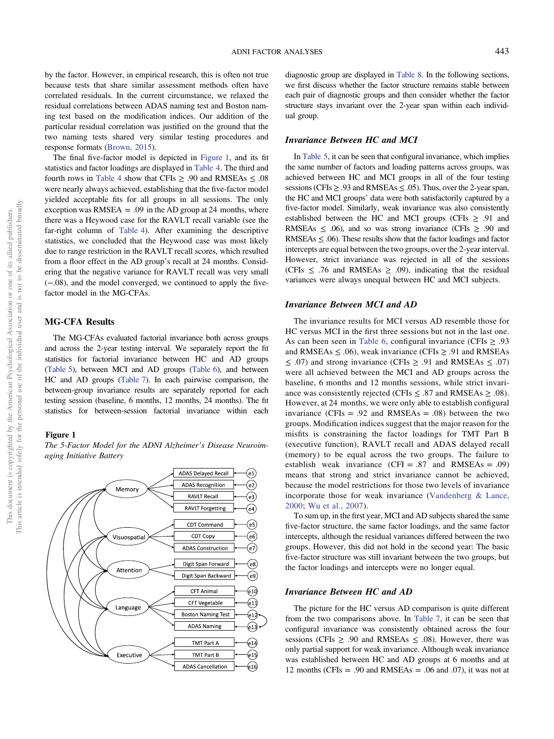by the factor. However, in empirical research, this is often not true because tests that share similar assessment methods often have correlated residuals. In the current circumstance, we relaxed the residual correlations between ADAS naming test and Boston naming test based on the modification indices. Our addition of the particular residual correlation was justified on the ground that the two naming tests shared very similar testing procedures and response formats (Brown, 2015).

The final five-factor model is depicted in Figure 1, and its fit statistics and factor loadings are displayed in Table 4. The third and fourth rows in Table 4 show that CFIs $\geq$ .90 and RMSEAs $\leq$ .08 were nearly always achieved, establishing that the five-factor model yielded acceptable fits for all groups in all sessions. The only exception was RMSEA = .09 in the AD group at 24 months, where there was a Heywood case for the RAVLT recall variable (see the far-right column of Table 4). After examining the descriptive statistics, we concluded that the Heywood case was most likely due to range restriction in the RAVLT recall scores, which resulted from a floor effect in the AD group's recall at 24 months. Considering that the negative variance for RAVLT recall was very small (−.08), and the model converged, we continued to apply the five-factor model in the MG-CFAs.

## MG-CFA Results

The MG-CFAs evaluated factorial invariance both across groups and across the 2-year testing interval. We separately report the fit statistics for factorial invariance between HC and AD groups (Table 5), between MCI and AD groups (Table 6), and between HC and AD groups (Table 7). In each pairwise comparison, the between-group invariance results are separately reported for each testing session (baseline, 6 months, 12 months, 24 months). The fit statistics for between-session factorial invariance within each diagnostic group are displayed in Table 8. In the following sections, we first discuss whether the factor structure remains stable between each pair of diagnostic groups and then consider whether the factor structure stays invariant over the 2-year span within each individual group.

**Figure 1**

*The 5-Factor Model for the ADNI Alzheimer's Disease Neuroimaging Initiative Battery*

### *Invariance Between HC and MCI*

In Table 5, it can be seen that configural invariance, which implies the same number of factors and loading patterns across groups, was achieved between HC and MCI groups in all of the four testing sessions (CFIs $\geq$ .93 and RMSEAs $\leq$ .05). Thus, over the 2-year span, the HC and MCI groups' data were both satisfactorily captured by a five-factor model. Similarly, weak invariance was also consistently established between the HC and MCI groups (CFIs $\geq$ .91 and RMSEAs $\leq$ .06), and so was strong invariance (CFIs $\geq$ .90 and RMSEAs $\leq$ .06). These results show that the factor loadings and factor intercepts are equal between the two groups, over the 2-year interval. However, strict invariance was rejected in all of the sessions (CFIs $\leq$ .76 and RMSEAs $\geq$ .09), indicating that the residual variances were always unequal between HC and MCI subjects.

### *Invariance Between MCI and AD*

The invariance results for MCI versus AD resemble those for HC versus MCI in the first three sessions but not in the last one. As can been seen in Table 6, configural invariance (CFIs $\geq$ .93 and RMSEAs $\leq$ .06), weak invariance (CFIs $\geq$ .91 and RMSEAs $\leq$ .07) and strong invariance (CFIs $\geq$ .91 and RMSEAs $\leq$ .07) were all achieved between the MCI and AD groups across the baseline, 6 months and 12 months sessions, while strict invariance was consistently rejected (CFIs $\leq$ .87 and RMSEAs $\geq$ .08). However, at 24 months, we were only able to establish configural invariance (CFIs = .92 and RMSEAs = .08) between the two groups. Modification indices suggest that the major reason for the misfits is constraining the factor loadings for TMT Part B (executive function), RAVLT recall and ADAS delayed recall (memory) to be equal across the two groups. The failure to establish weak invariance (CFI = .87 and RMSEA = .09) means that strong and strict invariance cannot be achieved, because the model restrictions for those two levels of invariance incorporate those for weak invariance (Vandenberg & Lance, 2000; Wu et al., 2007).

To sum up, in the first year, MCI and AD subjects shared the same five-factor structure, the same factor loadings, and the same factor intercepts, although the residual variances differed between the two groups. However, this did not hold in the second year: The basic five-factor structure was still invariant between the two groups, but the factor loadings and intercepts were no longer equal.

### *Invariance Between HC and AD*

The picture for the HC versus AD comparison is quite different from the two comparisons above. In Table 7, it can be seen that configural invariance was consistently obtained across the four sessions (CFIs $\geq$ .90 and RMSEAs $\leq$ .08). However, there was only partial support for weak invariance. Although weak invariance was established between HC and AD groups at 6 months and at 12 months (CFIs = .90 and RMSEAs = .06 and .07), it was not at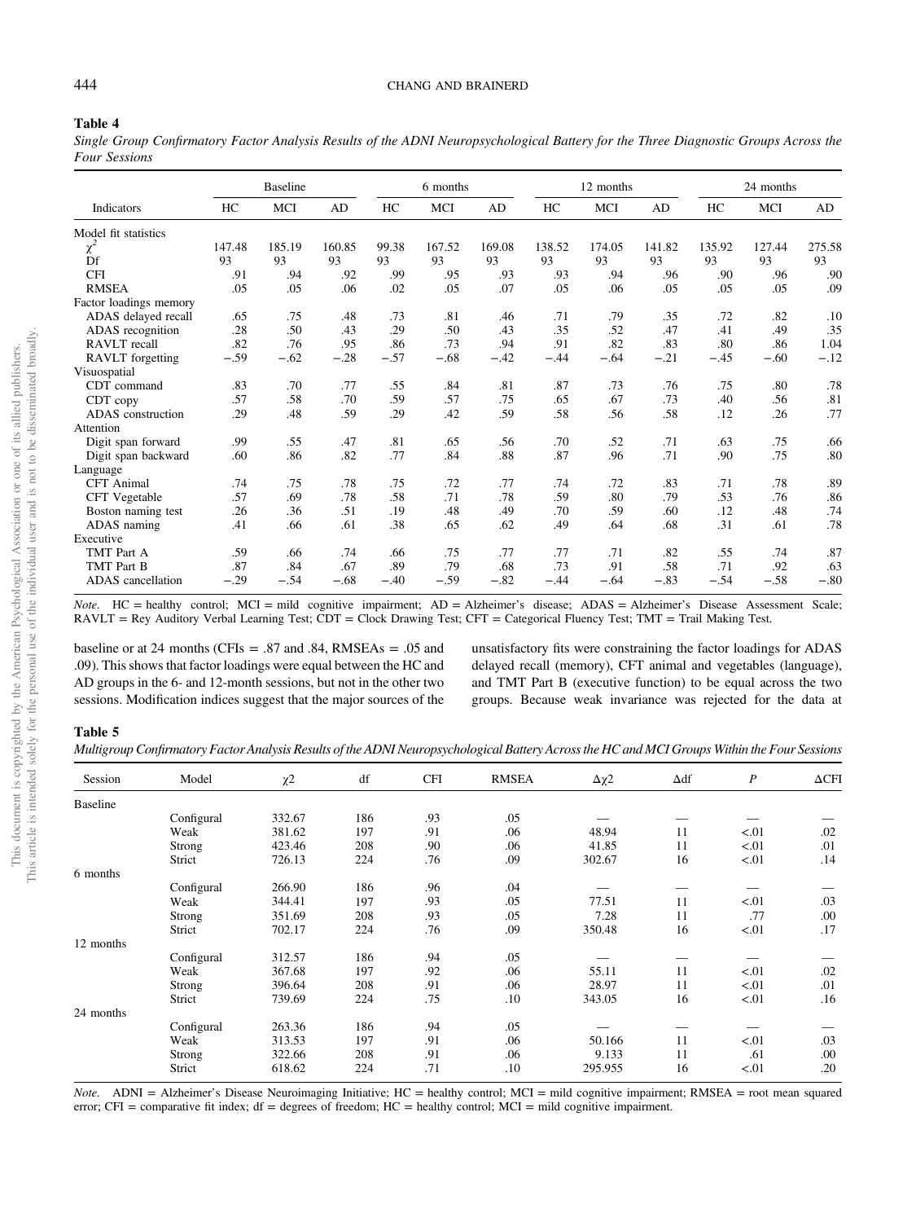**Table 4**

*Single Group Confirmatory Factor Analysis Results of the ADNI Neuropsychological Battery for the Three Diagnostic Groups Across the Four Sessions*

| Indicators | Baseline | | | 6 months | | | 12 months | | | 24 months | | |
|---|---|---|---|---|---|---|---|---|---|---|---|---|
| | HC | MCI | AD | HC | MCI | AD | HC | MCI | AD | HC | MCI | AD |
| Model fit statistics | | | | | | | | | | | | |
| $\chi^2$ | 147.48 | 185.19 | 160.85 | 99.38 | 167.52 | 169.08 | 138.52 | 174.05 | 141.82 | 135.92 | 127.44 | 275.58 |
| Df | 93 | 93 | 93 | 93 | 93 | 93 | 93 | 93 | 93 | 93 | 93 | 93 |
| CFI | .91 | .94 | .92 | .99 | .95 | .93 | .93 | .94 | .96 | .90 | .96 | .90 |
| RMSEA | .05 | .05 | .06 | .02 | .05 | .07 | .05 | .06 | .05 | .05 | .05 | .09 |
| Factor loadings memory | | | | | | | | | | | | |
| ADAS delayed recall | .65 | .75 | .48 | .73 | .81 | .46 | .71 | .79 | .35 | .72 | .82 | .10 |
| ADAS recognition | .28 | .50 | .43 | .29 | .50 | .43 | .35 | .52 | .47 | .41 | .49 | .35 |
| RAVLT recall | .82 | .76 | .95 | .86 | .73 | .94 | .91 | .82 | .83 | .80 | .86 | 1.04 |
| RAVLT forgetting | −.59 | −.62 | −.28 | −.57 | −.68 | −.42 | −.44 | −.64 | −.21 | −.45 | −.60 | −.12 |
| Visuospatial | | | | | | | | | | | | |
| CDT command | .83 | .70 | .77 | .55 | .84 | .81 | .87 | .73 | .76 | .75 | .80 | .78 |
| CDT copy | .57 | .58 | .70 | .59 | .57 | .75 | .65 | .67 | .73 | .40 | .56 | .81 |
| ADAS construction | .29 | .48 | .59 | .29 | .42 | .59 | .58 | .56 | .58 | .12 | .26 | .77 |
| Attention | | | | | | | | | | | | |
| Digit span forward | .99 | .55 | .47 | .81 | .65 | .56 | .70 | .52 | .71 | .63 | .75 | .66 |
| Digit span backward | .60 | .86 | .82 | .77 | .84 | .88 | .87 | .96 | .71 | .90 | .75 | .80 |
| Language | | | | | | | | | | | | |
| CFT Animal | .74 | .75 | .78 | .75 | .72 | .77 | .74 | .72 | .83 | .71 | .78 | .89 |
| CFT Vegetable | .57 | .69 | .78 | .58 | .71 | .78 | .59 | .80 | .79 | .53 | .76 | .86 |
| Boston naming test | .26 | .36 | .51 | .19 | .48 | .49 | .70 | .59 | .60 | .12 | .48 | .74 |
| ADAS naming | .41 | .66 | .61 | .38 | .65 | .62 | .49 | .64 | .68 | .31 | .61 | .78 |
| Executive | | | | | | | | | | | | |
| TMT Part A | .59 | .66 | .74 | .66 | .75 | .77 | .77 | .71 | .82 | .55 | .74 | .87 |
| TMT Part B | .87 | .84 | .67 | .89 | .79 | .68 | .73 | .91 | .58 | .71 | .92 | .63 |
| ADAS cancellation | −.29 | −.54 | −.68 | −.40 | −.59 | −.82 | −.44 | −.64 | −.83 | −.54 | −.58 | −.80 |

*Note.* HC = healthy control; MCI = mild cognitive impairment; AD = Alzheimer's disease; ADAS = Alzheimer's Disease Assessment Scale; RAVLT = Rey Auditory Verbal Learning Test; CDT = Clock Drawing Test; CFT = Categorical Fluency Test; TMT = Trail Making Test.

baseline or at 24 months (CFIs = .87 and .84, RMSEAs = .05 and .09). This shows that factor loadings were equal between the HC and AD groups in the 6- and 12-month sessions, but not in the other two sessions. Modification indices suggest that the major sources of the unsatisfactory fits were constraining the factor loadings for ADAS delayed recall (memory), CFT animal and vegetables (language), and TMT Part B (executive function) to be equal across the two groups. Because weak invariance was rejected for the data at

**Table 5**

*Multigroup Confirmatory Factor Analysis Results of the ADNI Neuropsychological Battery Across the HC and MCI Groups Within the Four Sessions*

| Session | Model | $\chi 2$ | df | CFI | RMSEA | $\Delta\chi 2$ | $\Delta$df | *P* | $\Delta$CFI |
|---|---|---|---|---|---|---|---|---|---|
| Baseline | | | | | | | | | |
| | Configural | 332.67 | 186 | .93 | .05 | — | — | — | — |
| | Weak | 381.62 | 197 | .91 | .06 | 48.94 | 11 | <.01 | .02 |
| | Strong | 423.46 | 208 | .90 | .06 | 41.85 | 11 | <.01 | .01 |
| | Strict | 726.13 | 224 | .76 | .09 | 302.67 | 16 | <.01 | .14 |
| 6 months | | | | | | | | | |
| | Configural | 266.90 | 186 | .96 | .04 | — | — | — | — |
| | Weak | 344.41 | 197 | .93 | .05 | 77.51 | 11 | <.01 | .03 |
| | Strong | 351.69 | 208 | .93 | .05 | 7.28 | 11 | .77 | .00 |
| | Strict | 702.17 | 224 | .76 | .09 | 350.48 | 16 | <.01 | .17 |
| 12 months | | | | | | | | | |
| | Configural | 312.57 | 186 | .94 | .05 | — | — | — | — |
| | Weak | 367.68 | 197 | .92 | .06 | 55.11 | 11 | <.01 | .02 |
| | Strong | 396.64 | 208 | .91 | .06 | 28.97 | 11 | <.01 | .01 |
| | Strict | 739.69 | 224 | .75 | .10 | 343.05 | 16 | <.01 | .16 |
| 24 months | | | | | | | | | |
| | Configural | 263.36 | 186 | .94 | .05 | — | — | — | — |
| | Weak | 313.53 | 197 | .91 | .06 | 50.166 | 11 | <.01 | .03 |
| | Strong | 322.66 | 208 | .91 | .06 | 9.133 | 11 | .61 | .00 |
| | Strict | 618.62 | 224 | .71 | .10 | 295.955 | 16 | <.01 | .20 |

*Note.* ADNI = Alzheimer's Disease Neuroimaging Initiative; HC = healthy control; MCI = mild cognitive impairment; RMSEA = root mean squared error; CFI = comparative fit index; df = degrees of freedom; HC = healthy control; MCI = mild cognitive impairment.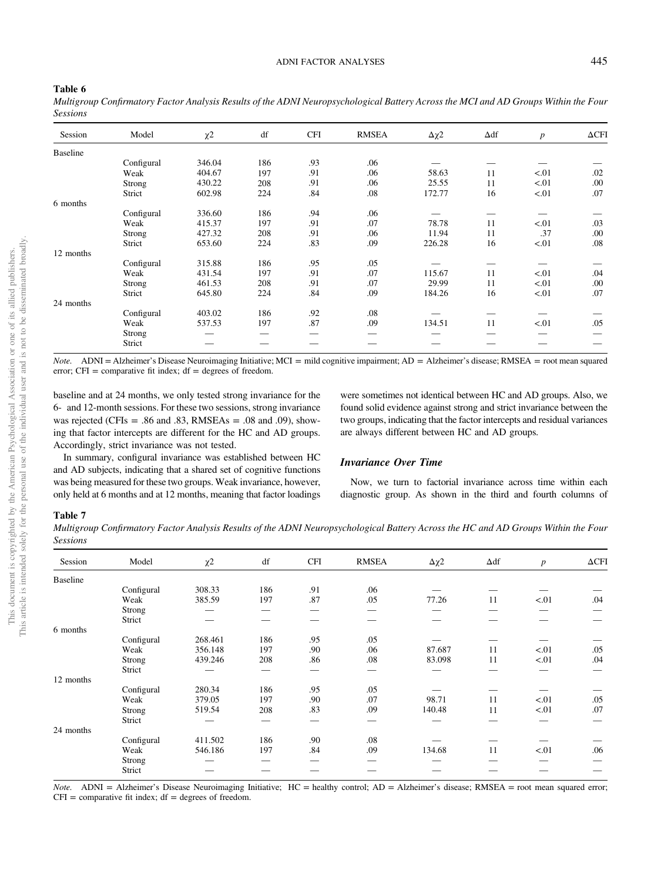**Table 6**

*Multigroup Confirmatory Factor Analysis Results of the ADNI Neuropsychological Battery Across the MCI and AD Groups Within the Four Sessions*

| Session | Model | χ2 | df | CFI | RMSEA | Δχ2 | Δdf | *p* | ΔCFI |
|---|---|---|---|---|---|---|---|---|---|
| Baseline | | | | | | | | | |
| | Configural | 346.04 | 186 | .93 | .06 | — | — | — | — |
| | Weak | 404.67 | 197 | .91 | .06 | 58.63 | 11 | <.01 | .02 |
| | Strong | 430.22 | 208 | .91 | .06 | 25.55 | 11 | <.01 | .00 |
| | Strict | 602.98 | 224 | .84 | .08 | 172.77 | 16 | <.01 | .07 |
| 6 months | | | | | | | | | |
| | Configural | 336.60 | 186 | .94 | .06 | — | — | — | — |
| | Weak | 415.37 | 197 | .91 | .07 | 78.78 | 11 | <.01 | .03 |
| | Strong | 427.32 | 208 | .91 | .06 | 11.94 | 11 | .37 | .00 |
| | Strict | 653.60 | 224 | .83 | .09 | 226.28 | 16 | <.01 | .08 |
| 12 months | | | | | | | | | |
| | Configural | 315.88 | 186 | .95 | .05 | — | — | — | — |
| | Weak | 431.54 | 197 | .91 | .07 | 115.67 | 11 | <.01 | .04 |
| | Strong | 461.53 | 208 | .91 | .07 | 29.99 | 11 | <.01 | .00 |
| | Strict | 645.80 | 224 | .84 | .09 | 184.26 | 16 | <.01 | .07 |
| 24 months | | | | | | | | | |
| | Configural | 403.02 | 186 | .92 | .08 | — | — | — | — |
| | Weak | 537.53 | 197 | .87 | .09 | 134.51 | 11 | <.01 | .05 |
| | Strong | — | — | — | — | — | — | — | — |
| | Strict | — | — | — | — | — | — | — | — |

*Note.* ADNI = Alzheimer's Disease Neuroimaging Initiative; MCI = mild cognitive impairment; AD = Alzheimer's disease; RMSEA = root mean squared error; CFI = comparative fit index; df = degrees of freedom.

baseline and at 24 months, we only tested strong invariance for the 6- and 12-month sessions. For these two sessions, strong invariance was rejected (CFIs = .86 and .83, RMSEAs = .08 and .09), showing that factor intercepts are different for the HC and AD groups. Accordingly, strict invariance was not tested.

In summary, configural invariance was established between HC and AD subjects, indicating that a shared set of cognitive functions was being measured for these two groups. Weak invariance, however, only held at 6 months and at 12 months, meaning that factor loadings were sometimes not identical between HC and AD groups. Also, we found solid evidence against strong and strict invariance between the two groups, indicating that the factor intercepts and residual variances are always different between HC and AD groups.

### *Invariance Over Time*

Now, we turn to factorial invariance across time within each diagnostic group. As shown in the third and fourth columns of

**Table 7**

*Multigroup Confirmatory Factor Analysis Results of the ADNI Neuropsychological Battery Across the HC and AD Groups Within the Four Sessions*

| Session | Model | χ2 | df | CFI | RMSEA | Δχ2 | Δdf | *p* | ΔCFI |
|---|---|---|---|---|---|---|---|---|---|
| Baseline | | | | | | | | | |
| | Configural | 308.33 | 186 | .91 | .06 | — | — | — | — |
| | Weak | 385.59 | 197 | .87 | .05 | 77.26 | 11 | <.01 | .04 |
| | Strong | — | — | — | — | — | — | — | — |
| | Strict | — | — | — | — | — | — | — | — |
| 6 months | | | | | | | | | |
| | Configural | 268.461 | 186 | .95 | .05 | — | — | — | — |
| | Weak | 356.148 | 197 | .90 | .06 | 87.687 | 11 | <.01 | .05 |
| | Strong | 439.246 | 208 | .86 | .08 | 83.098 | 11 | <.01 | .04 |
| | Strict | — | — | — | — | — | — | — | — |
| 12 months | | | | | | | | | |
| | Configural | 280.34 | 186 | .95 | .05 | — | — | — | — |
| | Weak | 379.05 | 197 | .90 | .07 | 98.71 | 11 | <.01 | .05 |
| | Strong | 519.54 | 208 | .83 | .09 | 140.48 | 11 | <.01 | .07 |
| | Strict | — | — | — | — | — | — | — | — |
| 24 months | | | | | | | | | |
| | Configural | 411.502 | 186 | .90 | .08 | — | — | — | — |
| | Weak | 546.186 | 197 | .84 | .09 | 134.68 | 11 | <.01 | .06 |
| | Strong | — | — | — | — | — | — | — | — |
| | Strict | — | — | — | — | — | — | — | — |

*Note.* ADNI = Alzheimer's Disease Neuroimaging Initiative; HC = healthy control; AD = Alzheimer's disease; RMSEA = root mean squared error; CFI = comparative fit index; df = degrees of freedom.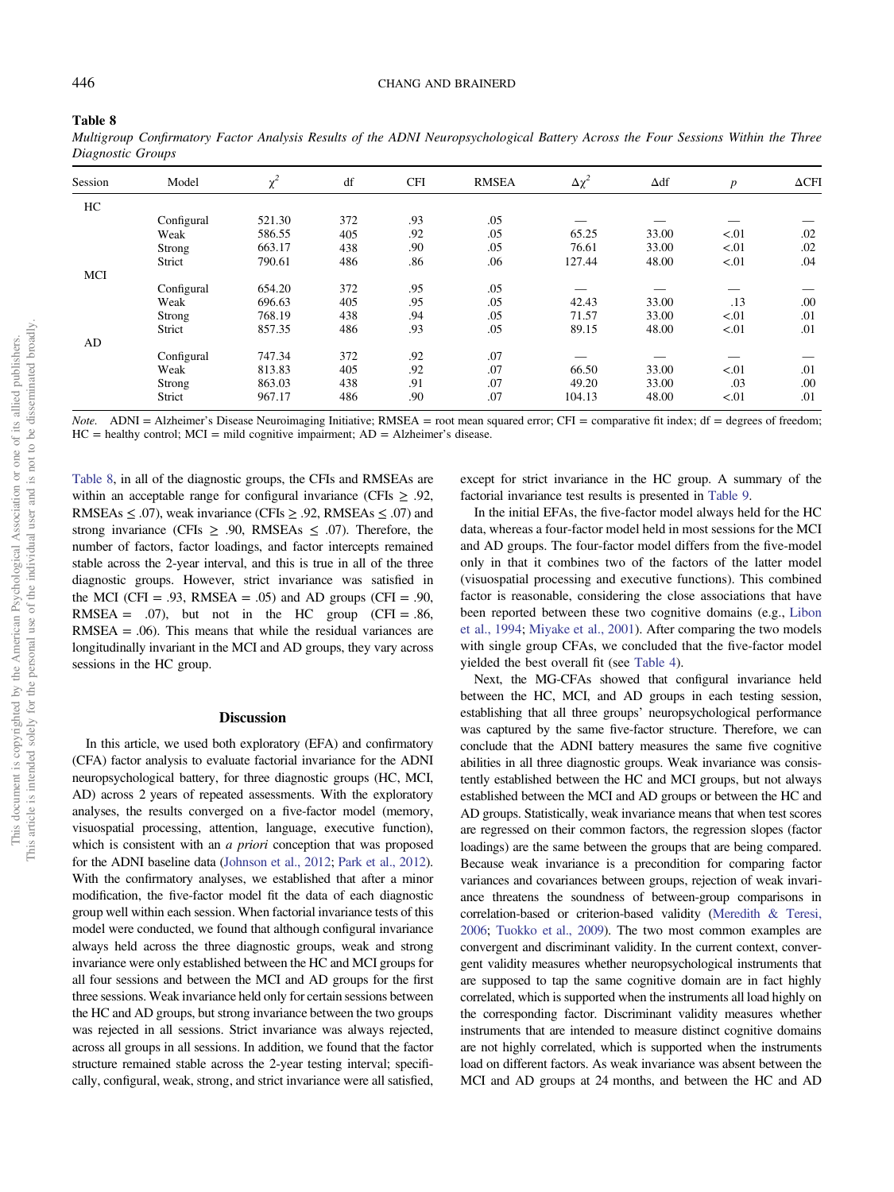**Table 8**

*Multigroup Confirmatory Factor Analysis Results of the ADNI Neuropsychological Battery Across the Four Sessions Within the Three Diagnostic Groups*

| Session | Model | $\chi^2$ | df | CFI | RMSEA | $\Delta\chi^2$ | $\Delta$df | *p* | $\Delta$CFI |
|---|---|---|---|---|---|---|---|---|---|
| HC | | | | | | | | | |
| | Configural | 521.30 | 372 | .93 | .05 | — | — | — | — |
| | Weak | 586.55 | 405 | .92 | .05 | 65.25 | 33.00 | <.01 | .02 |
| | Strong | 663.17 | 438 | .90 | .05 | 76.61 | 33.00 | <.01 | .02 |
| | Strict | 790.61 | 486 | .86 | .06 | 127.44 | 48.00 | <.01 | .04 |
| MCI | | | | | | | | | |
| | Configural | 654.20 | 372 | .95 | .05 | — | — | — | — |
| | Weak | 696.63 | 405 | .95 | .05 | 42.43 | 33.00 | .13 | .00 |
| | Strong | 768.19 | 438 | .94 | .05 | 71.57 | 33.00 | <.01 | .01 |
| | Strict | 857.35 | 486 | .93 | .05 | 89.15 | 48.00 | <.01 | .01 |
| AD | | | | | | | | | |
| | Configural | 747.34 | 372 | .92 | .07 | — | — | — | — |
| | Weak | 813.83 | 405 | .92 | .07 | 66.50 | 33.00 | <.01 | .01 |
| | Strong | 863.03 | 438 | .91 | .07 | 49.20 | 33.00 | .03 | .00 |
| | Strict | 967.17 | 486 | .90 | .07 | 104.13 | 48.00 | <.01 | .01 |

*Note.* ADNI = Alzheimer's Disease Neuroimaging Initiative; RMSEA = root mean squared error; CFI = comparative fit index; df = degrees of freedom; HC = healthy control; MCI = mild cognitive impairment; AD = Alzheimer's disease.

Table 8, in all of the diagnostic groups, the CFIs and RMSEAs are within an acceptable range for configural invariance (CFIs ≥ .92, RMSEAs ≤ .07), weak invariance (CFIs ≥ .92, RMSEAs ≤ .07) and strong invariance (CFIs ≥ .90, RMSEAs ≤ .07). Therefore, the number of factors, factor loadings, and factor intercepts remained stable across the 2-year interval, and this is true in all of the three diagnostic groups. However, strict invariance was satisfied in the MCI (CFI = .93, RMSEA = .05) and AD groups (CFI = .90, RMSEA = .07), but not in the HC group (CFI = .86, RMSEA = .06). This means that while the residual variances are longitudinally invariant in the MCI and AD groups, they vary across sessions in the HC group.

## Discussion

In this article, we used both exploratory (EFA) and confirmatory (CFA) factor analysis to evaluate factorial invariance for the ADNI neuropsychological battery, for three diagnostic groups (HC, MCI, AD) across 2 years of repeated assessments. With the exploratory analyses, the results converged on a five-factor model (memory, visuospatial processing, attention, language, executive function), which is consistent with an *a priori* conception that was proposed for the ADNI baseline data (Johnson et al., 2012; Park et al., 2012). With the confirmatory analyses, we established that after a minor modification, the five-factor model fit the data of each diagnostic group well within each session. When factorial invariance tests of this model were conducted, we found that although configural invariance always held across the three diagnostic groups, weak and strong invariance were only established between the HC and MCI groups for all four sessions and between the MCI and AD groups for the first three sessions. Weak invariance held only for certain sessions between the HC and AD groups, but strong invariance between the two groups was rejected in all sessions. Strict invariance was always rejected, across all groups in all sessions. In addition, we found that the factor structure remained stable across the 2-year testing interval; specifically, configural, weak, strong, and strict invariance were all satisfied, except for strict invariance in the HC group. A summary of the factorial invariance test results is presented in Table 9.

In the initial EFAs, the five-factor model always held for the HC data, whereas a four-factor model held in most sessions for the MCI and AD groups. The four-factor model differs from the five-model only in that it combines two of the factors of the latter model (visuospatial processing and executive functions). This combined factor is reasonable, considering the close associations that have been reported between these two cognitive domains (e.g., Libon et al., 1994; Miyake et al., 2001). After comparing the two models with single group CFAs, we concluded that the five-factor model yielded the best overall fit (see Table 4).

Next, the MG-CFAs showed that configural invariance held between the HC, MCI, and AD groups in each testing session, establishing that all three groups' neuropsychological performance was captured by the same five-factor structure. Therefore, we can conclude that the ADNI battery measures the same five cognitive abilities in all three diagnostic groups. Weak invariance was consistently established between the HC and MCI groups, but not always established between the MCI and AD groups or between the HC and AD groups. Statistically, weak invariance means that when test scores are regressed on their common factors, the regression slopes (factor loadings) are the same between the groups that are being compared. Because weak invariance is a precondition for comparing factor variances and covariances between groups, rejection of weak invariance threatens the soundness of between-group comparisons in correlation-based or criterion-based validity (Meredith & Teresi, 2006; Tuokko et al., 2009). The two most common examples are convergent and discriminant validity. In the current context, convergent validity measures whether neuropsychological instruments that are supposed to tap the same cognitive domain are in fact highly correlated, which is supported when the instruments all load highly on the corresponding factor. Discriminant validity measures whether instruments that are intended to measure distinct cognitive domains are not highly correlated, which is supported when the instruments load on different factors. As weak invariance was absent between the MCI and AD groups at 24 months, and between the HC and AD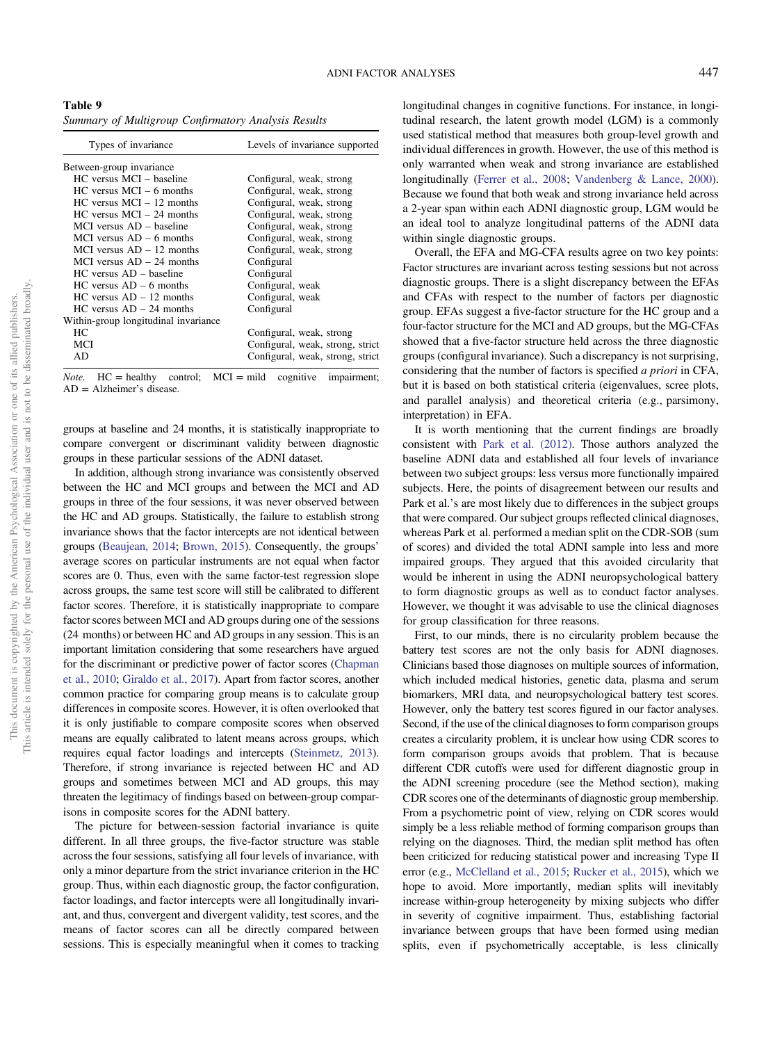**Table 9**
*Summary of Multigroup Confirmatory Analysis Results*

| Types of invariance | Levels of invariance supported |
|---|---|
| Between-group invariance | |
| HC versus MCI – baseline | Configural, weak, strong |
| HC versus MCI – 6 months | Configural, weak, strong |
| HC versus MCI – 12 months | Configural, weak, strong |
| HC versus MCI – 24 months | Configural, weak, strong |
| MCI versus AD – baseline | Configural, weak, strong |
| MCI versus AD – 6 months | Configural, weak, strong |
| MCI versus AD – 12 months | Configural, weak, strong |
| MCI versus AD – 24 months | Configural |
| HC versus AD – baseline | Configural |
| HC versus AD – 6 months | Configural, weak |
| HC versus AD – 12 months | Configural, weak |
| HC versus AD – 24 months | Configural |
| Within-group longitudinal invariance | |
| HC | Configural, weak, strong |
| MCI | Configural, weak, strong, strict |
| AD | Configural, weak, strong, strict |

*Note.* HC = healthy control; MCI = mild cognitive impairment; AD = Alzheimer's disease.

groups at baseline and 24 months, it is statistically inappropriate to compare convergent or discriminant validity between diagnostic groups in these particular sessions of the ADNI dataset.

In addition, although strong invariance was consistently observed between the HC and MCI groups and between the MCI and AD groups in three of the four sessions, it was never observed between the HC and AD groups. Statistically, the failure to establish strong invariance shows that the factor intercepts are not identical between groups (Beaujean, 2014; Brown, 2015). Consequently, the groups' average scores on particular instruments are not equal when factor scores are 0. Thus, even with the same factor-test regression slope across groups, the same test score will still be calibrated to different factor scores. Therefore, it is statistically inappropriate to compare factor scores between MCI and AD groups during one of the sessions (24 months) or between HC and AD groups in any session. This is an important limitation considering that some researchers have argued for the discriminant or predictive power of factor scores (Chapman et al., 2010; Giraldo et al., 2017). Apart from factor scores, another common practice for comparing group means is to calculate group differences in composite scores. However, it is often overlooked that it is only justifiable to compare composite scores when observed means are equally calibrated to latent means across groups, which requires equal factor loadings and intercepts (Steinmetz, 2013). Therefore, if strong invariance is rejected between HC and AD groups and sometimes between MCI and AD groups, this may threaten the legitimacy of findings based on between-group comparisons in composite scores for the ADNI battery.

The picture for between-session factorial invariance is quite different. In all three groups, the five-factor structure was stable across the four sessions, satisfying all four levels of invariance, with only a minor departure from the strict invariance criterion in the HC group. Thus, within each diagnostic group, the factor configuration, factor loadings, and factor intercepts were all longitudinally invariant, and thus, convergent and divergent validity, test scores, and the means of factor scores can all be directly compared between sessions. This is especially meaningful when it comes to tracking longitudinal changes in cognitive functions. For instance, in longitudinal research, the latent growth model (LGM) is a commonly used statistical method that measures both group-level growth and individual differences in growth. However, the use of this method is only warranted when weak and strong invariance are established longitudinally (Ferrer et al., 2008; Vandenberg & Lance, 2000). Because we found that both weak and strong invariance held across a 2-year span within each ADNI diagnostic group, LGM would be an ideal tool to analyze longitudinal patterns of the ADNI data within single diagnostic groups.

Overall, the EFA and MG-CFA results agree on two key points: Factor structures are invariant across testing sessions but not across diagnostic groups. There is a slight discrepancy between the EFAs and CFAs with respect to the number of factors per diagnostic group. EFAs suggest a five-factor structure for the HC group and a four-factor structure for the MCI and AD groups, but the MG-CFAs showed that a five-factor structure held across the three diagnostic groups (configural invariance). Such a discrepancy is not surprising, considering that the number of factors is specified *a priori* in CFA, but it is based on both statistical criteria (eigenvalues, scree plots, and parallel analysis) and theoretical criteria (e.g., parsimony, interpretation) in EFA.

It is worth mentioning that the current findings are broadly consistent with Park et al. (2012). Those authors analyzed the baseline ADNI data and established all four levels of invariance between two subject groups: less versus more functionally impaired subjects. Here, the points of disagreement between our results and Park et al.'s are most likely due to differences in the subject groups that were compared. Our subject groups reflected clinical diagnoses, whereas Park et al. performed a median split on the CDR-SOB (sum of scores) and divided the total ADNI sample into less and more impaired groups. They argued that this avoided circularity that would be inherent in using the ADNI neuropsychological battery to form diagnostic groups as well as to conduct factor analyses. However, we thought it was advisable to use the clinical diagnoses for group classification for three reasons.

First, to our minds, there is no circularity problem because the battery test scores are not the only basis for ADNI diagnoses. Clinicians based those diagnoses on multiple sources of information, which included medical histories, genetic data, plasma and serum biomarkers, MRI data, and neuropsychological battery test scores. However, only the battery test scores figured in our factor analyses. Second, if the use of the clinical diagnoses to form comparison groups creates a circularity problem, it is unclear how using CDR scores to form comparison groups avoids that problem. That is because different CDR cutoffs were used for different diagnostic group in the ADNI screening procedure (see the Method section), making CDR scores one of the determinants of diagnostic group membership. From a psychometric point of view, relying on CDR scores would simply be a less reliable method of forming comparison groups than relying on the diagnoses. Third, the median split method has often been criticized for reducing statistical power and increasing Type II error (e.g., McClelland et al., 2015; Rucker et al., 2015), which we hope to avoid. More importantly, median splits will inevitably increase within-group heterogeneity by mixing subjects who differ in severity of cognitive impairment. Thus, establishing factorial invariance between groups that have been formed using median splits, even if psychometrically acceptable, is less clinically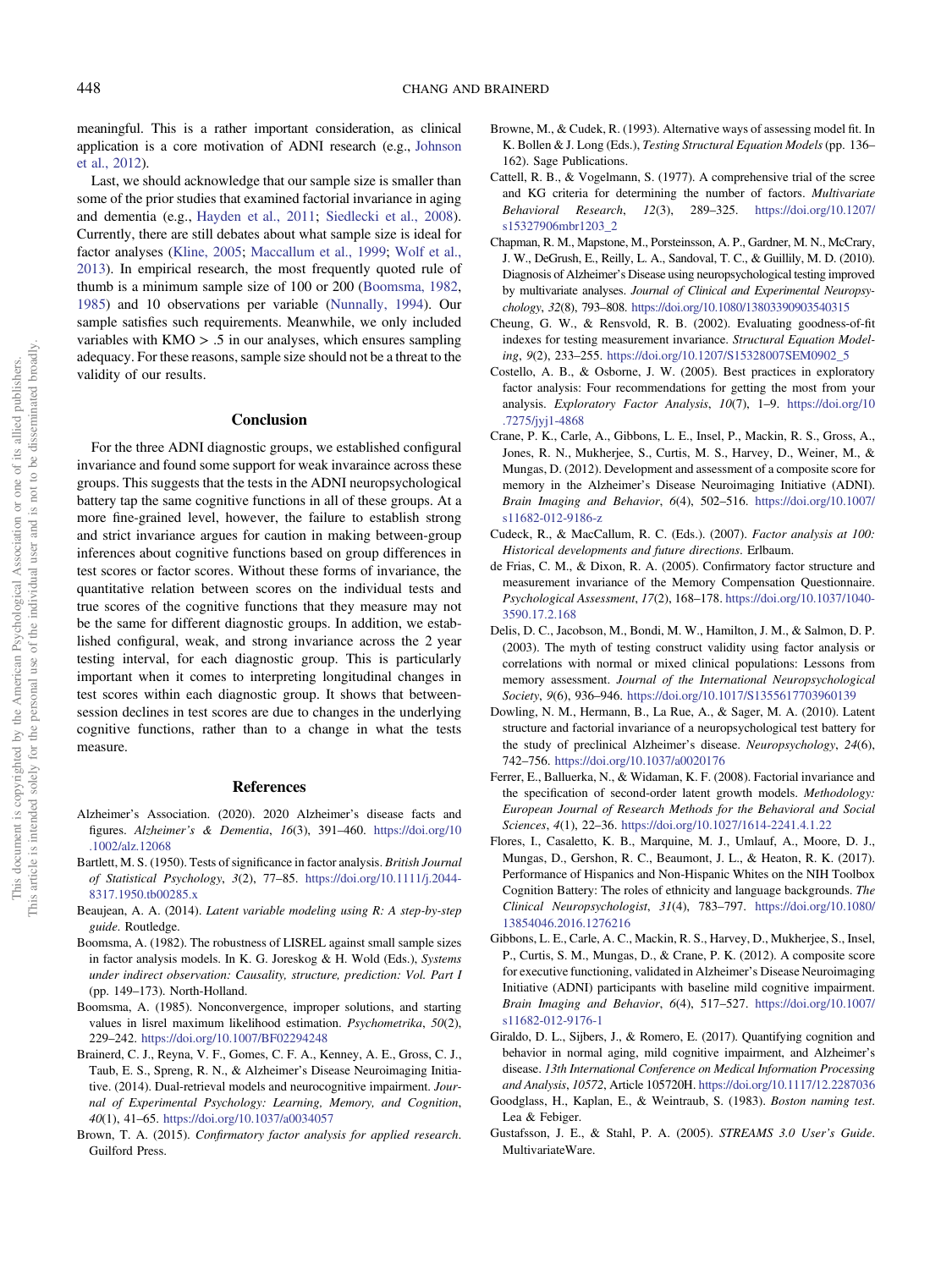meaningful. This is a rather important consideration, as clinical application is a core motivation of ADNI research (e.g., Johnson et al., 2012).

Last, we should acknowledge that our sample size is smaller than some of the prior studies that examined factorial invariance in aging and dementia (e.g., Hayden et al., 2011; Siedlecki et al., 2008). Currently, there are still debates about what sample size is ideal for factor analyses (Kline, 2005; Maccallum et al., 1999; Wolf et al., 2013). In empirical research, the most frequently quoted rule of thumb is a minimum sample size of 100 or 200 (Boomsma, 1982, 1985) and 10 observations per variable (Nunnally, 1994). Our sample satisfies such requirements. Meanwhile, we only included variables with KMO > .5 in our analyses, which ensures sampling adequacy. For these reasons, sample size should not be a threat to the validity of our results.

## Conclusion

For the three ADNI diagnostic groups, we established configural invariance and found some support for weak invaraince across these groups. This suggests that the tests in the ADNI neuropsychological battery tap the same cognitive functions in all of these groups. At a more fine-grained level, however, the failure to establish strong and strict invariance argues for caution in making between-group inferences about cognitive functions based on group differences in test scores or factor scores. Without these forms of invariance, the quantitative relation between scores on the individual tests and true scores of the cognitive functions that they measure may not be the same for different diagnostic groups. In addition, we established configural, weak, and strong invariance across the 2 year testing interval, for each diagnostic group. This is particularly important when it comes to interpreting longitudinal changes in test scores within each diagnostic group. It shows that between-session declines in test scores are due to changes in the underlying cognitive functions, rather than to a change in what the tests measure.

## References

Alzheimer's Association. (2020). 2020 Alzheimer's disease facts and figures. *Alzheimer's & Dementia*, *16*(3), 391–460. https://doi.org/10.1002/alz.12068

Bartlett, M. S. (1950). Tests of significance in factor analysis. *British Journal of Statistical Psychology*, *3*(2), 77–85. https://doi.org/10.1111/j.2044-8317.1950.tb00285.x

Beaujean, A. A. (2014). *Latent variable modeling using R: A step-by-step guide*. Routledge.

Boomsma, A. (1982). The robustness of LISREL against small sample sizes in factor analysis models. In K. G. Joreskog & H. Wold (Eds.), *Systems under indirect observation: Causality, structure, prediction: Vol. Part I* (pp. 149–173). North-Holland.

Boomsma, A. (1985). Nonconvergence, improper solutions, and starting values in lisrel maximum likelihood estimation. *Psychometrika*, *50*(2), 229–242. https://doi.org/10.1007/BF02294248

Brainerd, C. J., Reyna, V. F., Gomes, C. F. A., Kenney, A. E., Gross, C. J., Taub, E. S., Spreng, R. N., & Alzheimer's Disease Neuroimaging Initiative. (2014). Dual-retrieval models and neurocognitive impairment. *Journal of Experimental Psychology: Learning, Memory, and Cognition*, *40*(1), 41–65. https://doi.org/10.1037/a0034057

Brown, T. A. (2015). *Confirmatory factor analysis for applied research*. Guilford Press.

Browne, M., & Cudek, R. (1993). Alternative ways of assessing model fit. In K. Bollen & J. Long (Eds.), *Testing Structural Equation Models* (pp. 136–162). Sage Publications.

Cattell, R. B., & Vogelmann, S. (1977). A comprehensive trial of the scree and KG criteria for determining the number of factors. *Multivariate Behavioral Research*, *12*(3), 289–325. https://doi.org/10.1207/s15327906mbr1203_2

Chapman, R. M., Mapstone, M., Porsteinsson, A. P., Gardner, M. N., McCrary, J. W., DeGrush, E., Reilly, L. A., Sandoval, T. C., & Guillily, M. D. (2010). Diagnosis of Alzheimer's Disease using neuropsychological testing improved by multivariate analyses. *Journal of Clinical and Experimental Neuropsychology*, *32*(8), 793–808. https://doi.org/10.1080/13803390903540315

Cheung, G. W., & Rensvold, R. B. (2002). Evaluating goodness-of-fit indexes for testing measurement invariance. *Structural Equation Modeling*, *9*(2), 233–255. https://doi.org/10.1207/S15328007SEM0902_5

Costello, A. B., & Osborne, J. W. (2005). Best practices in exploratory factor analysis: Four recommendations for getting the most from your analysis. *Exploratory Factor Analysis*, *10*(7), 1–9. https://doi.org/10.7275/jyj1-4868

Crane, P. K., Carle, A., Gibbons, L. E., Insel, P., Mackin, R. S., Gross, A., Jones, R. N., Mukherjee, S., Curtis, M. S., Harvey, D., Weiner, M., & Mungas, D. (2012). Development and assessment of a composite score for memory in the Alzheimer's Disease Neuroimaging Initiative (ADNI). *Brain Imaging and Behavior*, *6*(4), 502–516. https://doi.org/10.1007/s11682-012-9186-z

Cudeck, R., & MacCallum, R. C. (Eds.). (2007). *Factor analysis at 100: Historical developments and future directions*. Erlbaum.

de Frias, C. M., & Dixon, R. A. (2005). Confirmatory factor structure and measurement invariance of the Memory Compensation Questionnaire. *Psychological Assessment*, *17*(2), 168–178. https://doi.org/10.1037/1040-3590.17.2.168

Delis, D. C., Jacobson, M., Bondi, M. W., Hamilton, J. M., & Salmon, D. P. (2003). The myth of testing construct validity using factor analysis or correlations with normal or mixed clinical populations: Lessons from memory assessment. *Journal of the International Neuropsychological Society*, *9*(6), 936–946. https://doi.org/10.1017/S1355617703960139

Dowling, N. M., Hermann, B., La Rue, A., & Sager, M. A. (2010). Latent structure and factorial invariance of a neuropsychological test battery for the study of preclinical Alzheimer's disease. *Neuropsychology*, *24*(6), 742–756. https://doi.org/10.1037/a0020176

Ferrer, E., Balluerka, N., & Widaman, K. F. (2008). Factorial invariance and the specification of second-order latent growth models. *Methodology: European Journal of Research Methods for the Behavioral and Social Sciences*, *4*(1), 22–36. https://doi.org/10.1027/1614-2241.4.1.22

Flores, I., Casaletto, K. B., Marquine, M. J., Umlauf, A., Moore, D. J., Mungas, D., Gershon, R. C., Beaumont, J. L., & Heaton, R. K. (2017). Performance of Hispanics and Non-Hispanic Whites on the NIH Toolbox Cognition Battery: The roles of ethnicity and language backgrounds. *The Clinical Neuropsychologist*, *31*(4), 783–797. https://doi.org/10.1080/13854046.2016.1276216

Gibbons, L. E., Carle, A. C., Mackin, R. S., Harvey, D., Mukherjee, S., Insel, P., Curtis, S. M., Mungas, D., & Crane, P. K. (2012). A composite score for executive functioning, validated in Alzheimer's Disease Neuroimaging Initiative (ADNI) participants with baseline mild cognitive impairment. *Brain Imaging and Behavior*, *6*(4), 517–527. https://doi.org/10.1007/s11682-012-9176-1

Giraldo, D. L., Sijbers, J., & Romero, E. (2017). Quantifying cognition and behavior in normal aging, mild cognitive impairment, and Alzheimer's disease. *13th International Conference on Medical Information Processing and Analysis*, *10572*, Article 105720H. https://doi.org/10.1117/12.2287036

Goodglass, H., Kaplan, E., & Weintraub, S. (1983). *Boston naming test*. Lea & Febiger.

Gustafsson, J. E., & Stahl, P. A. (2005). *STREAMS 3.0 User's Guide*. MultivariateWare.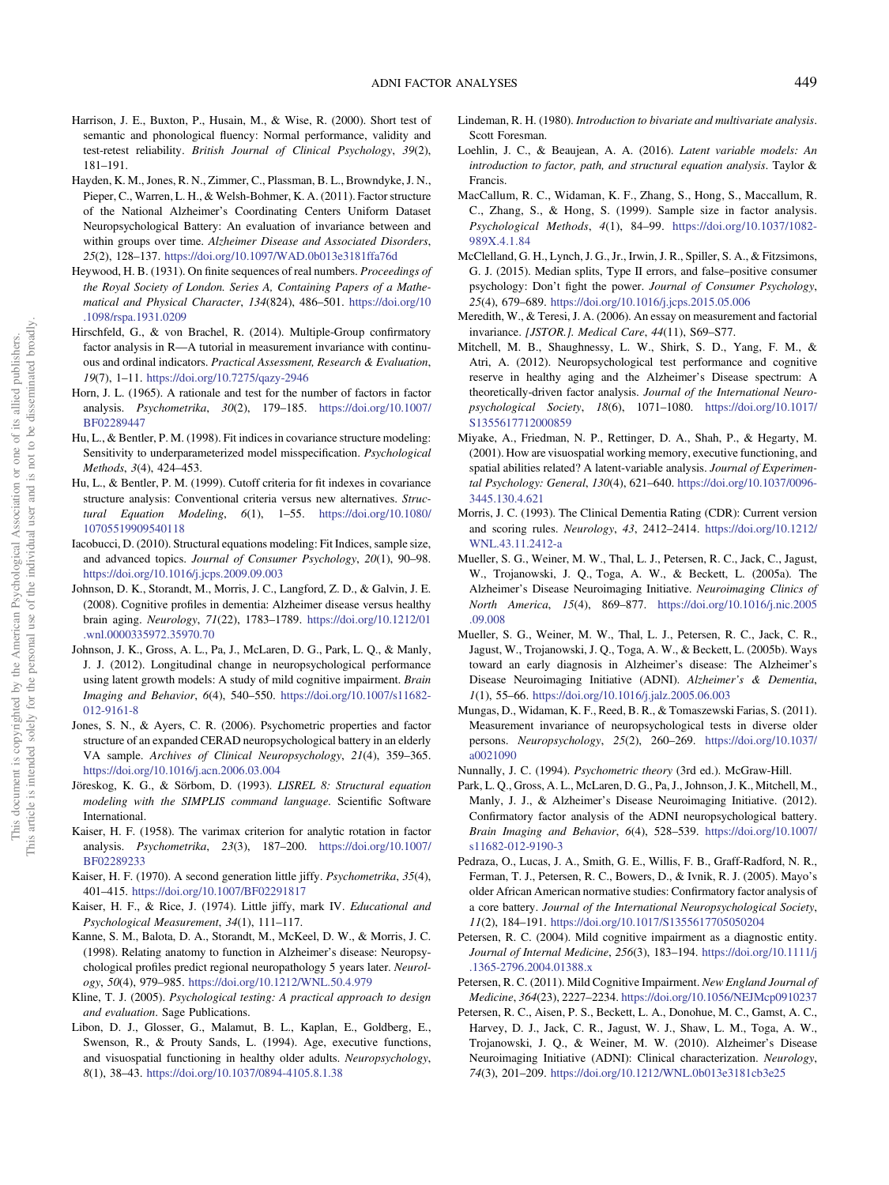Harrison, J. E., Buxton, P., Husain, M., & Wise, R. (2000). Short test of semantic and phonological fluency: Normal performance, validity and test-retest reliability. *British Journal of Clinical Psychology*, *39*(2), 181–191.

Hayden, K. M., Jones, R. N., Zimmer, C., Plassman, B. L., Browndyke, J. N., Pieper, C., Warren, L. H., & Welsh-Bohmer, K. A. (2011). Factor structure of the National Alzheimer's Coordinating Centers Uniform Dataset Neuropsychological Battery: An evaluation of invariance between and within groups over time. *Alzheimer Disease and Associated Disorders*, *25*(2), 128–137. https://doi.org/10.1097/WAD.0b013e3181ffa76d

Heywood, H. B. (1931). On finite sequences of real numbers. *Proceedings of the Royal Society of London. Series A, Containing Papers of a Mathematical and Physical Character*, *134*(824), 486–501. https://doi.org/10.1098/rspa.1931.0209

Hirschfeld, G., & von Brachel, R. (2014). Multiple-Group confirmatory factor analysis in R—A tutorial in measurement invariance with continuous and ordinal indicators. *Practical Assessment, Research & Evaluation*, *19*(7), 1–11. https://doi.org/10.7275/qazy-2946

Horn, J. L. (1965). A rationale and test for the number of factors in factor analysis. *Psychometrika*, *30*(2), 179–185. https://doi.org/10.1007/BF02289447

Hu, L., & Bentler, P. M. (1998). Fit indices in covariance structure modeling: Sensitivity to underparameterized model misspecification. *Psychological Methods*, *3*(4), 424–453.

Hu, L., & Bentler, P. M. (1999). Cutoff criteria for fit indexes in covariance structure analysis: Conventional criteria versus new alternatives. *Structural Equation Modeling*, *6*(1), 1–55. https://doi.org/10.1080/10705519909540118

Iacobucci, D. (2010). Structural equations modeling: Fit Indices, sample size, and advanced topics. *Journal of Consumer Psychology*, *20*(1), 90–98. https://doi.org/10.1016/j.jcps.2009.09.003

Johnson, D. K., Storandt, M., Morris, J. C., Langford, Z. D., & Galvin, J. E. (2008). Cognitive profiles in dementia: Alzheimer disease versus healthy brain aging. *Neurology*, *71*(22), 1783–1789. https://doi.org/10.1212/01.wnl.0000335972.35970.70

Johnson, J. K., Gross, A. L., Pa, J., McLaren, D. G., Park, L. Q., & Manly, J. J. (2012). Longitudinal change in neuropsychological performance using latent growth models: A study of mild cognitive impairment. *Brain Imaging and Behavior*, *6*(4), 540–550. https://doi.org/10.1007/s11682-012-9161-8

Jones, S. N., & Ayers, C. R. (2006). Psychometric properties and factor structure of an expanded CERAD neuropsychological battery in an elderly VA sample. *Archives of Clinical Neuropsychology*, *21*(4), 359–365. https://doi.org/10.1016/j.acn.2006.03.004

Jöreskog, K. G., & Sörbom, D. (1993). *LISREL 8: Structural equation modeling with the SIMPLIS command language*. Scientific Software International.

Kaiser, H. F. (1958). The varimax criterion for analytic rotation in factor analysis. *Psychometrika*, *23*(3), 187–200. https://doi.org/10.1007/BF02289233

Kaiser, H. F. (1970). A second generation little jiffy. *Psychometrika*, *35*(4), 401–415. https://doi.org/10.1007/BF02291817

Kaiser, H. F., & Rice, J. (1974). Little jiffy, mark IV. *Educational and Psychological Measurement*, *34*(1), 111–117.

Kanne, S. M., Balota, D. A., Storandt, M., McKeel, D. W., & Morris, J. C. (1998). Relating anatomy to function in Alzheimer's disease: Neuropsychological profiles predict regional neuropathology 5 years later. *Neurology*, *50*(4), 979–985. https://doi.org/10.1212/WNL.50.4.979

Kline, T. J. (2005). *Psychological testing: A practical approach to design and evaluation*. Sage Publications.

Libon, D. J., Glosser, G., Malamut, B. L., Kaplan, E., Goldberg, E., Swenson, R., & Prouty Sands, L. (1994). Age, executive functions, and visuospatial functioning in healthy older adults. *Neuropsychology*, *8*(1), 38–43. https://doi.org/10.1037/0894-4105.8.1.38

Lindeman, R. H. (1980). *Introduction to bivariate and multivariate analysis*. Scott Foresman.

Loehlin, J. C., & Beaujean, A. A. (2016). *Latent variable models: An introduction to factor, path, and structural equation analysis*. Taylor & Francis.

MacCallum, R. C., Widaman, K. F., Zhang, S., Hong, S., Maccallum, R. C., Zhang, S., & Hong, S. (1999). Sample size in factor analysis. *Psychological Methods*, *4*(1), 84–99. https://doi.org/10.1037/1082-989X.4.1.84

McClelland, G. H., Lynch, J. G., Jr., Irwin, J. R., Spiller, S. A., & Fitzsimons, G. J. (2015). Median splits, Type II errors, and false–positive consumer psychology: Don't fight the power. *Journal of Consumer Psychology*, *25*(4), 679–689. https://doi.org/10.1016/j.jcps.2015.05.006

Meredith, W., & Teresi, J. A. (2006). An essay on measurement and factorial invariance. *[JSTOR.]. Medical Care*, *44*(11), S69–S77.

Mitchell, M. B., Shaughnessy, L. W., Shirk, S. D., Yang, F. M., & Atri, A. (2012). Neuropsychological test performance and cognitive reserve in healthy aging and the Alzheimer's Disease spectrum: A theoretically-driven factor analysis. *Journal of the International Neuropsychological Society*, *18*(6), 1071–1080. https://doi.org/10.1017/S1355617712000859

Miyake, A., Friedman, N. P., Rettinger, D. A., Shah, P., & Hegarty, M. (2001). How are visuospatial working memory, executive functioning, and spatial abilities related? A latent-variable analysis. *Journal of Experimental Psychology: General*, *130*(4), 621–640. https://doi.org/10.1037/0096-3445.130.4.621

Morris, J. C. (1993). The Clinical Dementia Rating (CDR): Current version and scoring rules. *Neurology*, *43*, 2412–2414. https://doi.org/10.1212/WNL.43.11.2412-a

Mueller, S. G., Weiner, M. W., Thal, L. J., Petersen, R. C., Jack, C., Jagust, W., Trojanowski, J. Q., Toga, A. W., & Beckett, L. (2005a). The Alzheimer's Disease Neuroimaging Initiative. *Neuroimaging Clinics of North America*, *15*(4), 869–877. https://doi.org/10.1016/j.nic.2005.09.008

Mueller, S. G., Weiner, M. W., Thal, L. J., Petersen, R. C., Jack, C. R., Jagust, W., Trojanowski, J. Q., Toga, A. W., & Beckett, L. (2005b). Ways toward an early diagnosis in Alzheimer's disease: The Alzheimer's Disease Neuroimaging Initiative (ADNI). *Alzheimer's & Dementia*, *1*(1), 55–66. https://doi.org/10.1016/j.jalz.2005.06.003

Mungas, D., Widaman, K. F., Reed, B. R., & Tomaszewski Farias, S. (2011). Measurement invariance of neuropsychological tests in diverse older persons. *Neuropsychology*, *25*(2), 260–269. https://doi.org/10.1037/a0021090

Nunnally, J. C. (1994). *Psychometric theory* (3rd ed.). McGraw-Hill.

Park, L. Q., Gross, A. L., McLaren, D. G., Pa, J., Johnson, J. K., Mitchell, M., Manly, J. J., & Alzheimer's Disease Neuroimaging Initiative. (2012). Confirmatory factor analysis of the ADNI neuropsychological battery. *Brain Imaging and Behavior*, *6*(4), 528–539. https://doi.org/10.1007/s11682-012-9190-3

Pedraza, O., Lucas, J. A., Smith, G. E., Willis, F. B., Graff-Radford, N. R., Ferman, T. J., Petersen, R. C., Bowers, D., & Ivnik, R. J. (2005). Mayo's older African American normative studies: Confirmatory factor analysis of a core battery. *Journal of the International Neuropsychological Society*, *11*(2), 184–191. https://doi.org/10.1017/S1355617705050204

Petersen, R. C. (2004). Mild cognitive impairment as a diagnostic entity. *Journal of Internal Medicine*, *256*(3), 183–194. https://doi.org/10.1111/j.1365-2796.2004.01388.x

Petersen, R. C. (2011). Mild Cognitive Impairment. *New England Journal of Medicine*, *364*(23), 2227–2234. https://doi.org/10.1056/NEJMcp0910237

Petersen, R. C., Aisen, P. S., Beckett, L. A., Donohue, M. C., Gamst, A. C., Harvey, D. J., Jack, C. R., Jagust, W. J., Shaw, L. M., Toga, A. W., Trojanowski, J. Q., & Weiner, M. W. (2010). Alzheimer's Disease Neuroimaging Initiative (ADNI): Clinical characterization. *Neurology*, *74*(3), 201–209. https://doi.org/10.1212/WNL.0b013e3181cb3e25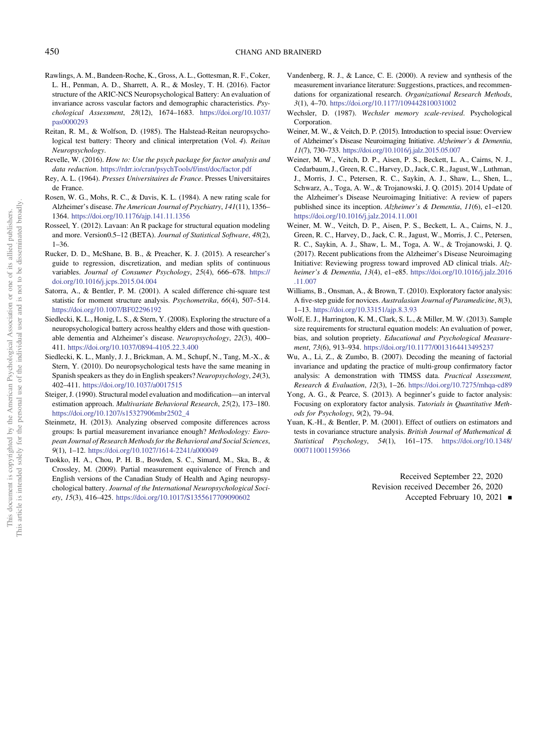Rawlings, A. M., Bandeen-Roche, K., Gross, A. L., Gottesman, R. F., Coker, L. H., Penman, A. D., Sharrett, A. R., & Mosley, T. H. (2016). Factor structure of the ARIC-NCS Neuropsychological Battery: An evaluation of invariance across vascular factors and demographic characteristics. *Psychological Assessment*, *28*(12), 1674–1683. https://doi.org/10.1037/pas0000293

Reitan, R. M., & Wolfson, D. (1985). The Halstead-Reitan neuropsychological test battery: Theory and clinical interpretation (Vol. *4*). *Reitan Neuropsychology*.

Revelle, W. (2016). *How to: Use the psych package for factor analysis and data reduction*. https://rdrr.io/cran/psychTools/f/inst/doc/factor.pdf

Rey, A. L. (1964). *Presses Universitaires de France*. Presses Universitaires de France.

Rosen, W. G., Mohs, R. C., & Davis, K. L. (1984). A new rating scale for Alzheimer's disease. *The American Journal of Psychiatry*, *141*(11), 1356–1364. https://doi.org/10.1176/ajp.141.11.1356

Rosseel, Y. (2012). Lavaan: An R package for structural equation modeling and more. Version0.5–12 (BETA). *Journal of Statistical Software*, *48*(2), 1–36.

Rucker, D. D., McShane, B. B., & Preacher, K. J. (2015). A researcher's guide to regression, discretization, and median splits of continuous variables. *Journal of Consumer Psychology*, *25*(4), 666–678. https://doi.org/10.1016/j.jcps.2015.04.004

Satorra, A., & Bentler, P. M. (2001). A scaled difference chi-square test statistic for moment structure analysis. *Psychometrika*, *66*(4), 507–514. https://doi.org/10.1007/BF02296192

Siedlecki, K. L., Honig, L. S., & Stern, Y. (2008). Exploring the structure of a neuropsychological battery across healthy elders and those with questionable dementia and Alzheimer's disease. *Neuropsychology*, *22*(3), 400–411. https://doi.org/10.1037/0894-4105.22.3.400

Siedlecki, K. L., Manly, J. J., Brickman, A. M., Schupf, N., Tang, M.-X., & Stern, Y. (2010). Do neuropsychological tests have the same meaning in Spanish speakers as they do in English speakers? *Neuropsychology*, *24*(3), 402–411. https://doi.org/10.1037/a0017515

Steiger, J. (1990). Structural model evaluation and modification—an interval estimation approach. *Multivariate Behavioral Research*, *25*(2), 173–180. https://doi.org/10.1207/s15327906mbr2502_4

Steinmetz, H. (2013). Analyzing observed composite differences across groups: Is partial measurement invariance enough? *Methodology: European Journal of Research Methods for the Behavioral and Social Sciences*, *9*(1), 1–12. https://doi.org/10.1027/1614-2241/a000049

Tuokko, H. A., Chou, P. H. B., Bowden, S. C., Simard, M., Ska, B., & Crossley, M. (2009). Partial measurement equivalence of French and English versions of the Canadian Study of Health and Aging neuropsychological battery. *Journal of the International Neuropsychological Society*, *15*(3), 416–425. https://doi.org/10.1017/S1355617709090602

Vandenberg, R. J., & Lance, C. E. (2000). A review and synthesis of the measurement invariance literature: Suggestions, practices, and recommendations for organizational research. *Organizational Research Methods*, *3*(1), 4–70. https://doi.org/10.1177/109442810031002

Wechsler, D. (1987). *Wechsler memory scale-revised*. Psychological Corporation.

Weiner, M. W., & Veitch, D. P. (2015). Introduction to special issue: Overview of Alzheimer's Disease Neuroimaging Initiative. *Alzheimer's & Dementia*, *11*(7), 730–733. https://doi.org/10.1016/j.jalz.2015.05.007

Weiner, M. W., Veitch, D. P., Aisen, P. S., Beckett, L. A., Cairns, N. J., Cedarbaum, J., Green, R. C., Harvey, D., Jack, C. R., Jagust, W., Luthman, J., Morris, J. C., Petersen, R. C., Saykin, A. J., Shaw, L., Shen, L., Schwarz, A., Toga, A. W., & Trojanowski, J. Q. (2015). 2014 Update of the Alzheimer's Disease Neuroimaging Initiative: A review of papers published since its inception. *Alzheimer's & Dementia*, *11*(6), e1–e120. https://doi.org/10.1016/j.jalz.2014.11.001

Weiner, M. W., Veitch, D. P., Aisen, P. S., Beckett, L. A., Cairns, N. J., Green, R. C., Harvey, D., Jack, C. R., Jagust, W., Morris, J. C., Petersen, R. C., Saykin, A. J., Shaw, L. M., Toga, A. W., & Trojanowski, J. Q. (2017). Recent publications from the Alzheimer's Disease Neuroimaging Initiative: Reviewing progress toward improved AD clinical trials. *Alzheimer's & Dementia*, *13*(4), e1–e85. https://doi.org/10.1016/j.jalz.2016.11.007

Williams, B., Onsman, A., & Brown, T. (2010). Exploratory factor analysis: A five-step guide for novices. *Australasian Journal of Paramedicine*, *8*(3), 1–13. https://doi.org/10.33151/ajp.8.3.93

Wolf, E. J., Harrington, K. M., Clark, S. L., & Miller, M. W. (2013). Sample size requirements for structural equation models: An evaluation of power, bias, and solution propriety. *Educational and Psychological Measurement*, *73*(6), 913–934. https://doi.org/10.1177/0013164413495237

Wu, A., Li, Z., & Zumbo, B. (2007). Decoding the meaning of factorial invariance and updating the practice of multi-group confirmatory factor analysis: A demonstration with TIMSS data. *Practical Assessment, Research & Evaluation*, *12*(3), 1–26. https://doi.org/10.7275/mhqa-cd89

Yong, A. G., & Pearce, S. (2013). A beginner's guide to factor analysis: Focusing on exploratory factor analysis. *Tutorials in Quantitative Methods for Psychology*, *9*(2), 79–94.

Yuan, K.-H., & Bentler, P. M. (2001). Effect of outliers on estimators and tests in covariance structure analysis. *British Journal of Mathematical & Statistical Psychology*, *54*(1), 161–175. https://doi.org/10.1348/000711001159366

Received September 22, 2020
Revision received December 26, 2020
Accepted February 10, 2021 ■